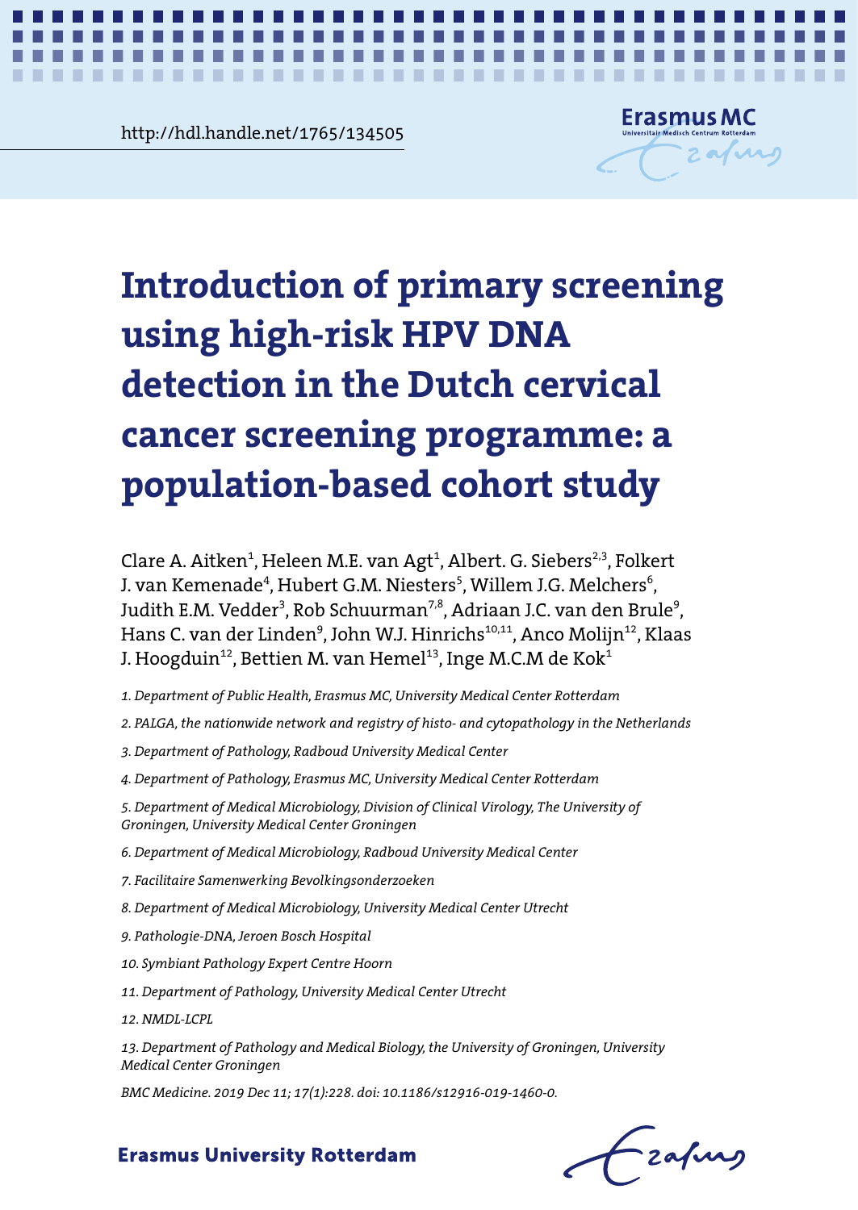http://hdl.handle.net/1765/134505

# Introduction of primary screening using high-risk HPV DNA detection in the Dutch cervical cancer screening programme: a population-based cohort study

Clare A. Aitken[1], Heleen M.E. van Agt[1], Albert. G. Siebers[2,3], Folkert J. van Kemenade[4], Hubert G.M. Niesters[5], Willem J.G. Melchers[6], Judith E.M. Vedder[3], Rob Schuurman[7,8], Adriaan J.C. van den Brule[9], Hans C. van der Linden[9], John W.J. Hinrichs[10,11], Anco Molijn[12], Klaas J. Hoogduin[12], Bettien M. van Hemel[13], Inge M.C.M de Kok[1]

*1. Department of Public Health, Erasmus MC, University Medical Center Rotterdam*

*2. PALGA, the nationwide network and registry of histo- and cytopathology in the Netherlands*

*3. Department of Pathology, Radboud University Medical Center*

*4. Department of Pathology, Erasmus MC, University Medical Center Rotterdam*

*5. Department of Medical Microbiology, Division of Clinical Virology, The University of Groningen, University Medical Center Groningen*

*6. Department of Medical Microbiology, Radboud University Medical Center*

*7. Facilitaire Samenwerking Bevolkingsonderzoeken*

*8. Department of Medical Microbiology, University Medical Center Utrecht*

*9. Pathologie-DNA, Jeroen Bosch Hospital*

*10. Symbiant Pathology Expert Centre Hoorn*

*11. Department of Pathology, University Medical Center Utrecht*

*12. NMDL-LCPL*

*13. Department of Pathology and Medical Biology, the University of Groningen, University Medical Center Groningen*

*BMC Medicine. 2019 Dec 11; 17(1):228. doi: 10.1186/s12916-019-1460-0.*

**Erasmus University Rotterdam**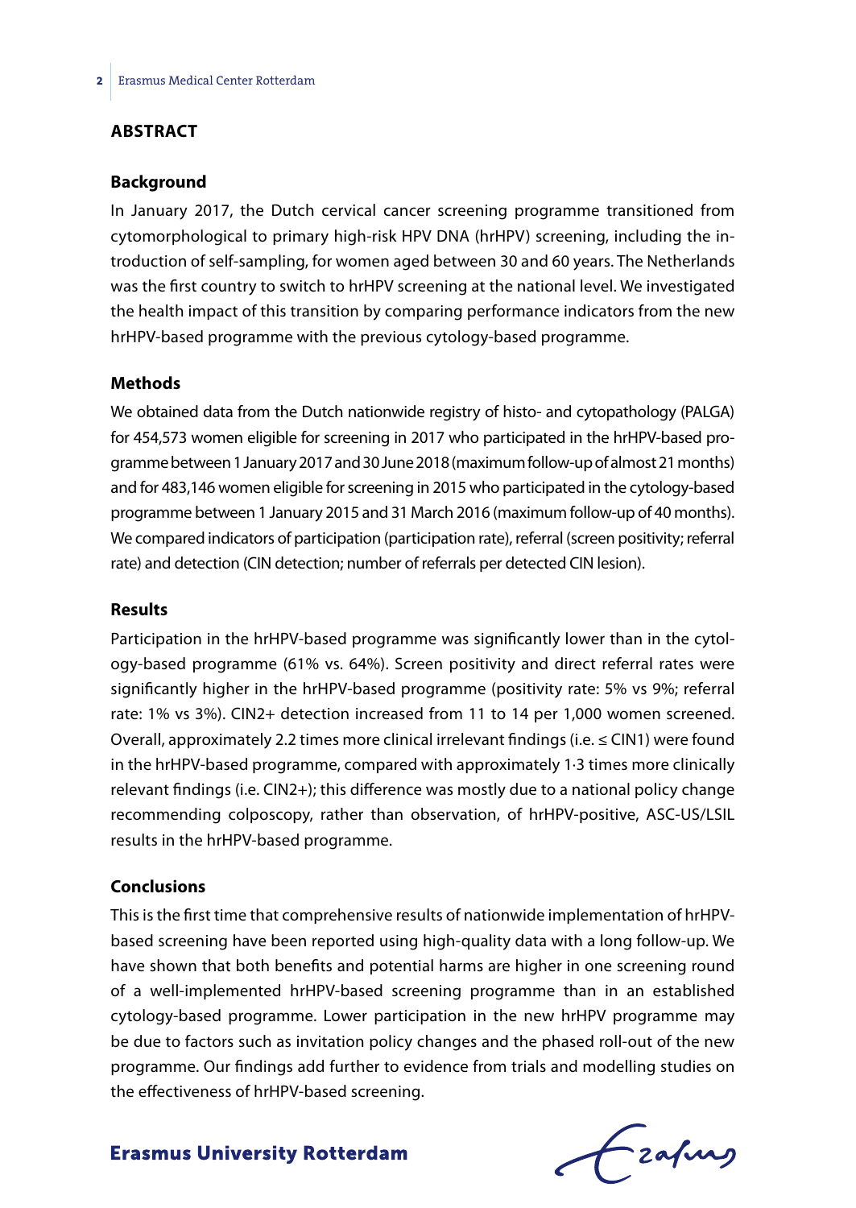## ABSTRACT

### Background

In January 2017, the Dutch cervical cancer screening programme transitioned from cytomorphological to primary high-risk HPV DNA (hrHPV) screening, including the introduction of self-sampling, for women aged between 30 and 60 years. The Netherlands was the first country to switch to hrHPV screening at the national level. We investigated the health impact of this transition by comparing performance indicators from the new hrHPV-based programme with the previous cytology-based programme.

### Methods

We obtained data from the Dutch nationwide registry of histo- and cytopathology (PALGA) for 454,573 women eligible for screening in 2017 who participated in the hrHPV-based programme between 1 January 2017 and 30 June 2018 (maximum follow-up of almost 21 months) and for 483,146 women eligible for screening in 2015 who participated in the cytology-based programme between 1 January 2015 and 31 March 2016 (maximum follow-up of 40 months). We compared indicators of participation (participation rate), referral (screen positivity; referral rate) and detection (CIN detection; number of referrals per detected CIN lesion).

### Results

Participation in the hrHPV-based programme was significantly lower than in the cytology-based programme (61% vs. 64%). Screen positivity and direct referral rates were significantly higher in the hrHPV-based programme (positivity rate: 5% vs 9%; referral rate: 1% vs 3%). CIN2+ detection increased from 11 to 14 per 1,000 women screened. Overall, approximately 2.2 times more clinical irrelevant findings (i.e. ≤ CIN1) were found in the hrHPV-based programme, compared with approximately 1·3 times more clinically relevant findings (i.e. CIN2+); this difference was mostly due to a national policy change recommending colposcopy, rather than observation, of hrHPV-positive, ASC-US/LSIL results in the hrHPV-based programme.

### Conclusions

This is the first time that comprehensive results of nationwide implementation of hrHPV-based screening have been reported using high-quality data with a long follow-up. We have shown that both benefits and potential harms are higher in one screening round of a well-implemented hrHPV-based screening programme than in an established cytology-based programme. Lower participation in the new hrHPV programme may be due to factors such as invitation policy changes and the phased roll-out of the new programme. Our findings add further to evidence from trials and modelling studies on the effectiveness of hrHPV-based screening.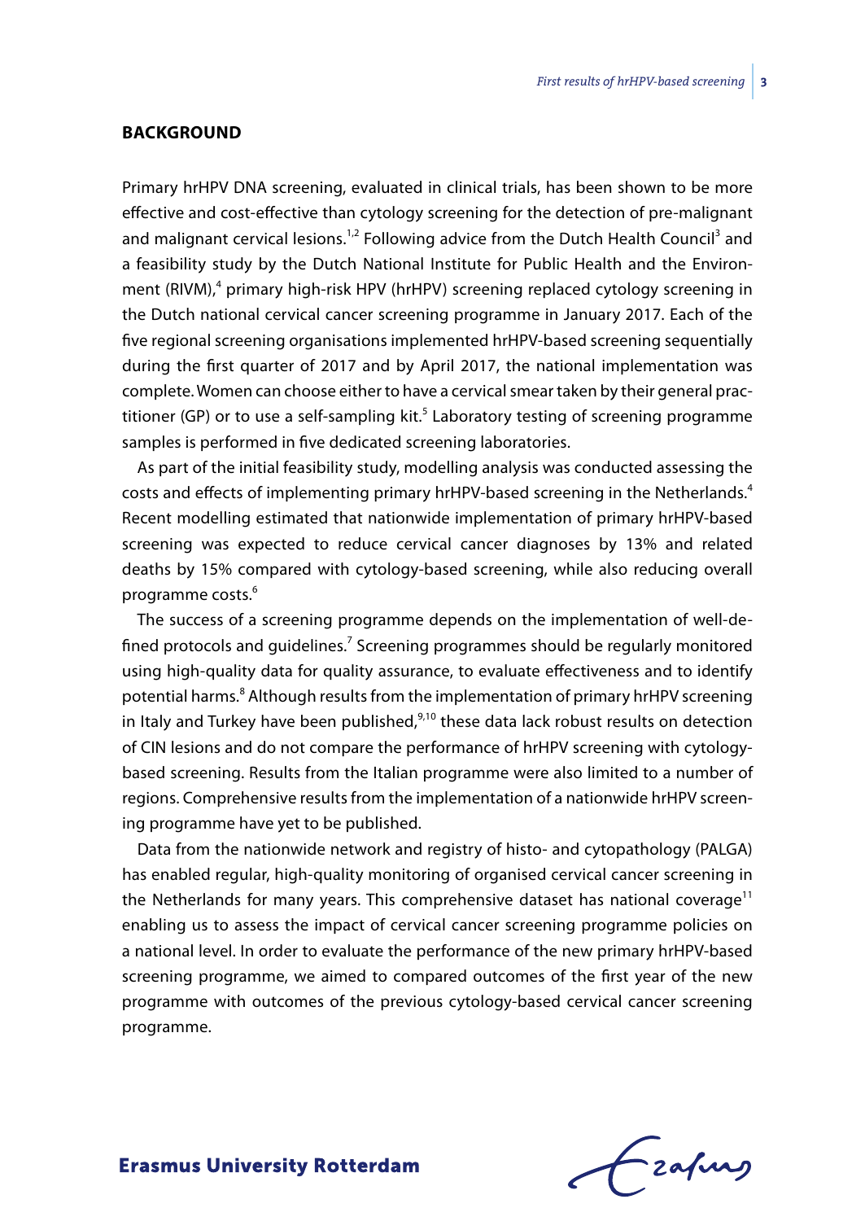## BACKGROUND

Primary hrHPV DNA screening, evaluated in clinical trials, has been shown to be more effective and cost-effective than cytology screening for the detection of pre-malignant and malignant cervical lesions.[1,2] Following advice from the Dutch Health Council[3] and a feasibility study by the Dutch National Institute for Public Health and the Environment (RIVM),[4] primary high-risk HPV (hrHPV) screening replaced cytology screening in the Dutch national cervical cancer screening programme in January 2017. Each of the five regional screening organisations implemented hrHPV-based screening sequentially during the first quarter of 2017 and by April 2017, the national implementation was complete. Women can choose either to have a cervical smear taken by their general practitioner (GP) or to use a self-sampling kit.[5] Laboratory testing of screening programme samples is performed in five dedicated screening laboratories.

As part of the initial feasibility study, modelling analysis was conducted assessing the costs and effects of implementing primary hrHPV-based screening in the Netherlands.[4] Recent modelling estimated that nationwide implementation of primary hrHPV-based screening was expected to reduce cervical cancer diagnoses by 13% and related deaths by 15% compared with cytology-based screening, while also reducing overall programme costs.[6]

The success of a screening programme depends on the implementation of well-defined protocols and guidelines.[7] Screening programmes should be regularly monitored using high-quality data for quality assurance, to evaluate effectiveness and to identify potential harms.[8] Although results from the implementation of primary hrHPV screening in Italy and Turkey have been published,[9,10] these data lack robust results on detection of CIN lesions and do not compare the performance of hrHPV screening with cytology-based screening. Results from the Italian programme were also limited to a number of regions. Comprehensive results from the implementation of a nationwide hrHPV screening programme have yet to be published.

Data from the nationwide network and registry of histo- and cytopathology (PALGA) has enabled regular, high-quality monitoring of organised cervical cancer screening in the Netherlands for many years. This comprehensive dataset has national coverage[11] enabling us to assess the impact of cervical cancer screening programme policies on a national level. In order to evaluate the performance of the new primary hrHPV-based screening programme, we aimed to compared outcomes of the first year of the new programme with outcomes of the previous cytology-based cervical cancer screening programme.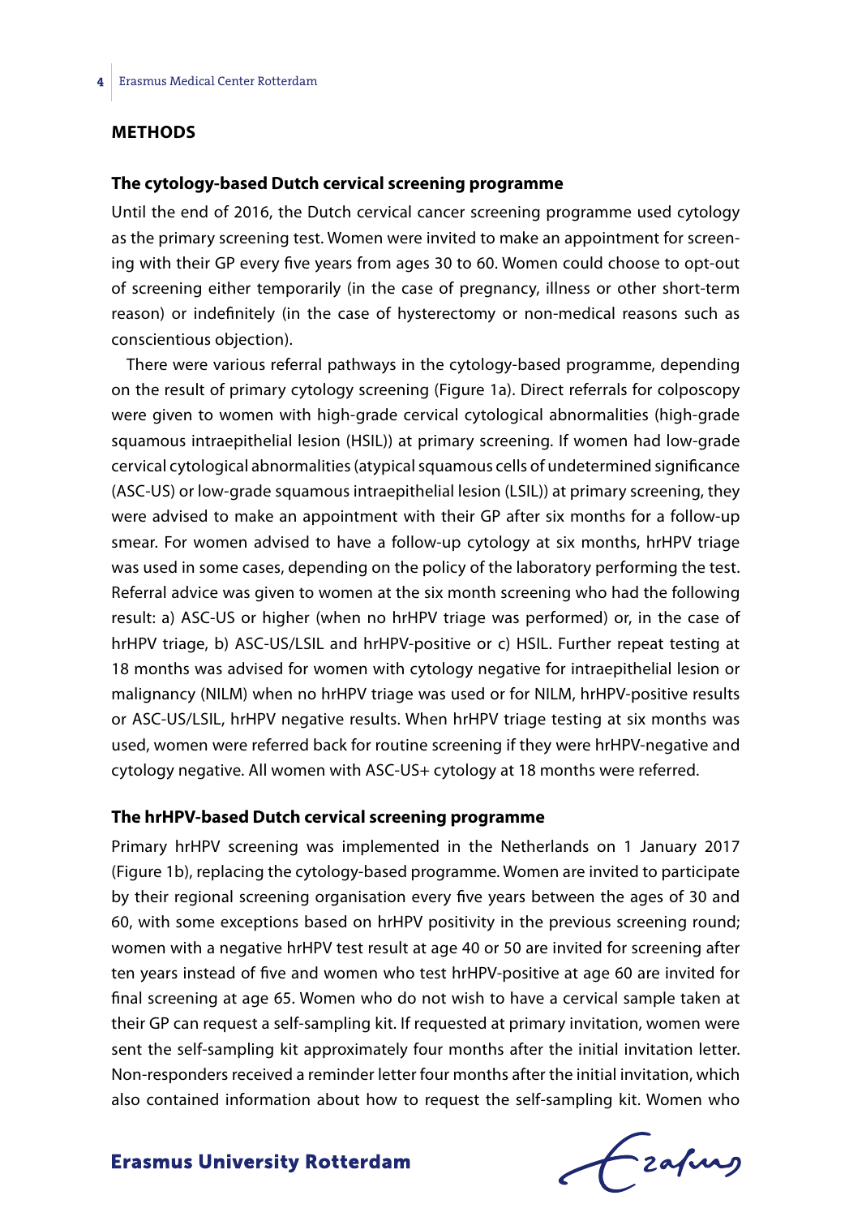## METHODS

### The cytology-based Dutch cervical screening programme

Until the end of 2016, the Dutch cervical cancer screening programme used cytology as the primary screening test. Women were invited to make an appointment for screening with their GP every five years from ages 30 to 60. Women could choose to opt-out of screening either temporarily (in the case of pregnancy, illness or other short-term reason) or indefinitely (in the case of hysterectomy or non-medical reasons such as conscientious objection).

There were various referral pathways in the cytology-based programme, depending on the result of primary cytology screening (Figure 1a). Direct referrals for colposcopy were given to women with high-grade cervical cytological abnormalities (high-grade squamous intraepithelial lesion (HSIL)) at primary screening. If women had low-grade cervical cytological abnormalities (atypical squamous cells of undetermined significance (ASC-US) or low-grade squamous intraepithelial lesion (LSIL)) at primary screening, they were advised to make an appointment with their GP after six months for a follow-up smear. For women advised to have a follow-up cytology at six months, hrHPV triage was used in some cases, depending on the policy of the laboratory performing the test. Referral advice was given to women at the six month screening who had the following result: a) ASC-US or higher (when no hrHPV triage was performed) or, in the case of hrHPV triage, b) ASC-US/LSIL and hrHPV-positive or c) HSIL. Further repeat testing at 18 months was advised for women with cytology negative for intraepithelial lesion or malignancy (NILM) when no hrHPV triage was used or for NILM, hrHPV-positive results or ASC-US/LSIL, hrHPV negative results. When hrHPV triage testing at six months was used, women were referred back for routine screening if they were hrHPV-negative and cytology negative. All women with ASC-US+ cytology at 18 months were referred.

### The hrHPV-based Dutch cervical screening programme

Primary hrHPV screening was implemented in the Netherlands on 1 January 2017 (Figure 1b), replacing the cytology-based programme. Women are invited to participate by their regional screening organisation every five years between the ages of 30 and 60, with some exceptions based on hrHPV positivity in the previous screening round; women with a negative hrHPV test result at age 40 or 50 are invited for screening after ten years instead of five and women who test hrHPV-positive at age 60 are invited for final screening at age 65. Women who do not wish to have a cervical sample taken at their GP can request a self-sampling kit. If requested at primary invitation, women were sent the self-sampling kit approximately four months after the initial invitation letter. Non-responders received a reminder letter four months after the initial invitation, which also contained information about how to request the self-sampling kit. Women who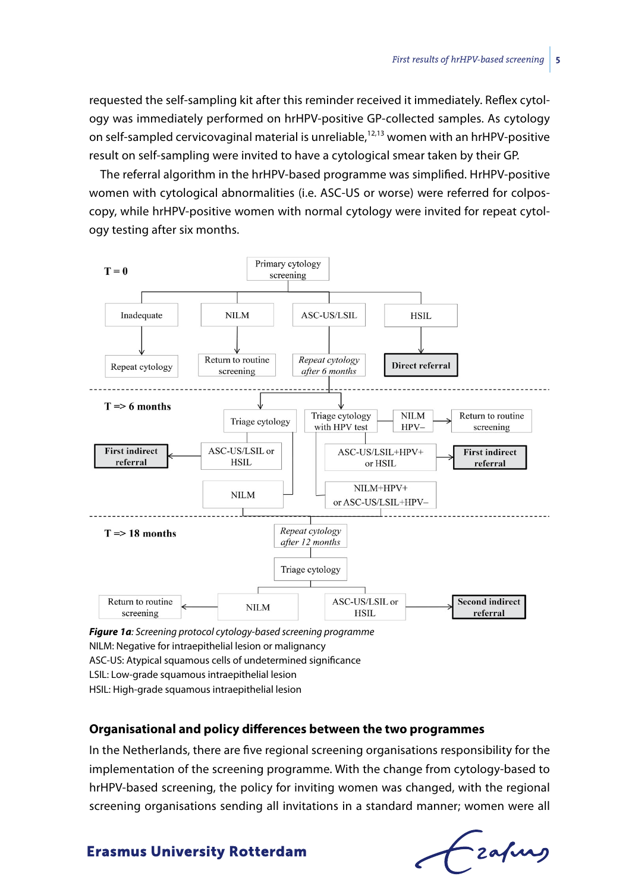requested the self-sampling kit after this reminder received it immediately. Reflex cytology was immediately performed on hrHPV-positive GP-collected samples. As cytology on self-sampled cervicovaginal material is unreliable,[12,13] women with an hrHPV-positive result on self-sampling were invited to have a cytological smear taken by their GP.

The referral algorithm in the hrHPV-based programme was simplified. HrHPV-positive women with cytological abnormalities (i.e. ASC-US or worse) were referred for colposcopy, while hrHPV-positive women with normal cytology were invited for repeat cytology testing after six months.

**T = 0**

Primary cytology screening
- Inadequate → Repeat cytology
- NILM → Return to routine screening
- ASC-US/LSIL → *Repeat cytology after 6 months*
- HSIL → **Direct referral**

**T => 6 months**

*Repeat cytology after 6 months* → Triage cytology; Triage cytology with HPV test
- Triage cytology:
  - ASC-US/LSIL or HSIL → **First indirect referral**
  - NILM
- Triage cytology with HPV test:
  - NILM HPV− → Return to routine screening
  - ASC-US/LSIL+HPV+ or HSIL → **First indirect referral**
  - NILM+HPV+ or ASC-US/LSIL+HPV−

**T => 18 months**

NILM; NILM+HPV+ or ASC-US/LSIL+HPV− → *Repeat cytology after 12 months* → Triage cytology
- NILM → Return to routine screening
- ASC-US/LSIL or HSIL → **Second indirect referral**

***Figure 1a****: Screening protocol cytology-based screening programme*
NILM: Negative for intraepithelial lesion or malignancy
ASC-US: Atypical squamous cells of undetermined significance
LSIL: Low-grade squamous intraepithelial lesion
HSIL: High-grade squamous intraepithelial lesion

### Organisational and policy differences between the two programmes

In the Netherlands, there are five regional screening organisations responsibility for the implementation of the screening programme. With the change from cytology-based to hrHPV-based screening, the policy for inviting women was changed, with the regional screening organisations sending all invitations in a standard manner; women were all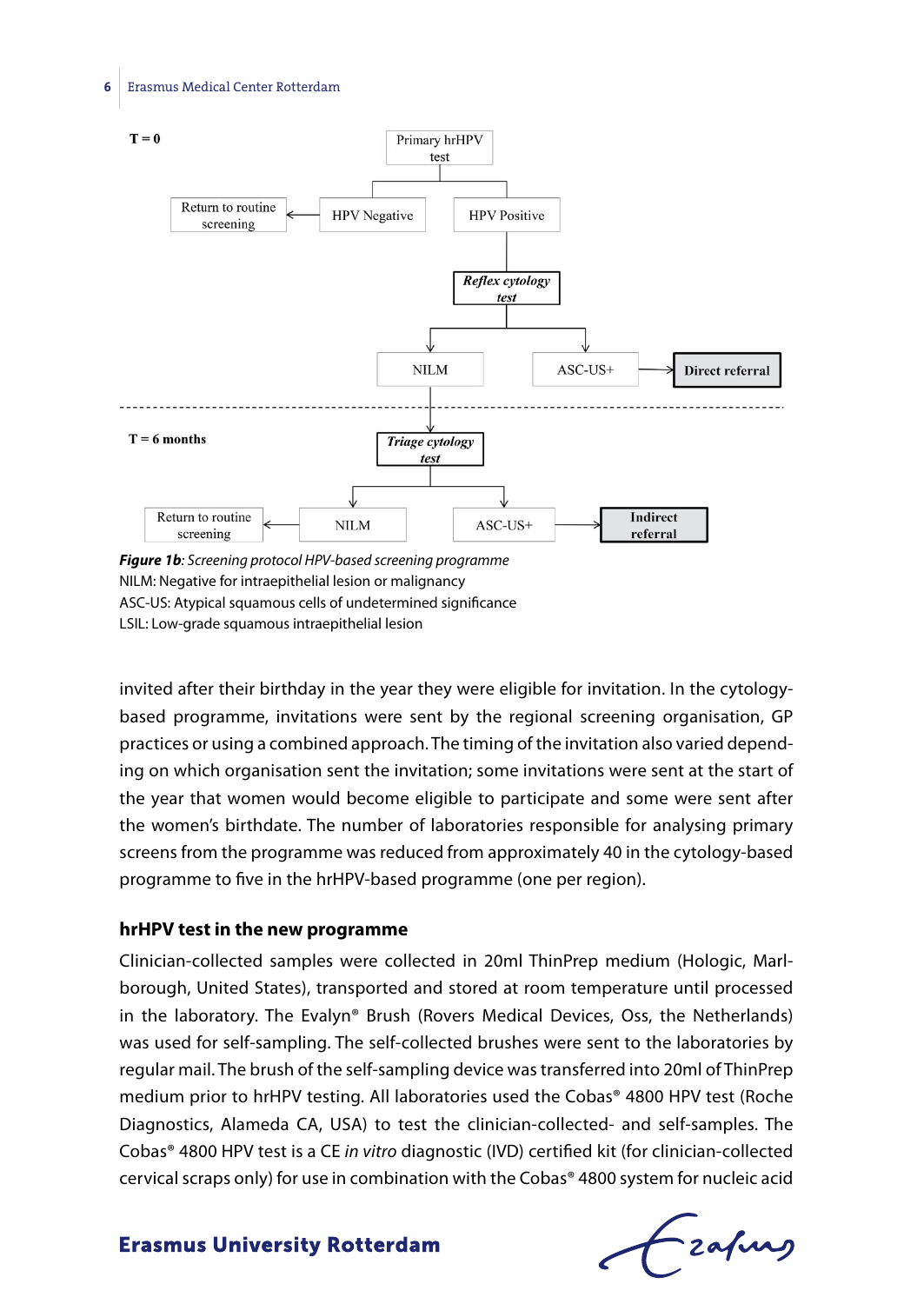T = 0

Primary hrHPV test

HPV Negative → Return to routine screening

HPV Positive → *Reflex cytology test*

- NILM
- ASC-US+ → **Direct referral**

T = 6 months

NILM → *Triage cytology test*

- NILM → Return to routine screening
- ASC-US+ → **Indirect referral**

***Figure 1b****: Screening protocol HPV-based screening programme*

NILM: Negative for intraepithelial lesion or malignancy

ASC-US: Atypical squamous cells of undetermined significance

LSIL: Low-grade squamous intraepithelial lesion

invited after their birthday in the year they were eligible for invitation. In the cytology-based programme, invitations were sent by the regional screening organisation, GP practices or using a combined approach. The timing of the invitation also varied depending on which organisation sent the invitation; some invitations were sent at the start of the year that women would become eligible to participate and some were sent after the women's birthdate. The number of laboratories responsible for analysing primary screens from the programme was reduced from approximately 40 in the cytology-based programme to five in the hrHPV-based programme (one per region).

### hrHPV test in the new programme

Clinician-collected samples were collected in 20ml ThinPrep medium (Hologic, Marlborough, United States), transported and stored at room temperature until processed in the laboratory. The Evalyn® Brush (Rovers Medical Devices, Oss, the Netherlands) was used for self-sampling. The self-collected brushes were sent to the laboratories by regular mail. The brush of the self-sampling device was transferred into 20ml of ThinPrep medium prior to hrHPV testing. All laboratories used the Cobas® 4800 HPV test (Roche Diagnostics, Alameda CA, USA) to test the clinician-collected- and self-samples. The Cobas® 4800 HPV test is a CE *in vitro* diagnostic (IVD) certified kit (for clinician-collected cervical scraps only) for use in combination with the Cobas® 4800 system for nucleic acid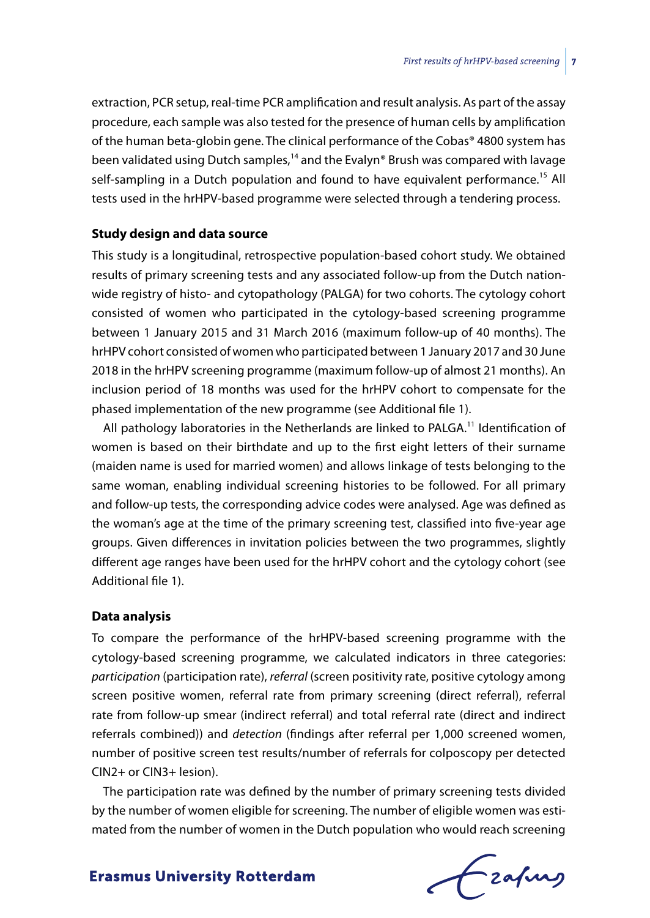extraction, PCR setup, real-time PCR amplification and result analysis. As part of the assay procedure, each sample was also tested for the presence of human cells by amplification of the human beta-globin gene. The clinical performance of the Cobas® 4800 system has been validated using Dutch samples,[14] and the Evalyn® Brush was compared with lavage self-sampling in a Dutch population and found to have equivalent performance.[15] All tests used in the hrHPV-based programme were selected through a tendering process.

### Study design and data source

This study is a longitudinal, retrospective population-based cohort study. We obtained results of primary screening tests and any associated follow-up from the Dutch nationwide registry of histo- and cytopathology (PALGA) for two cohorts. The cytology cohort consisted of women who participated in the cytology-based screening programme between 1 January 2015 and 31 March 2016 (maximum follow-up of 40 months). The hrHPV cohort consisted of women who participated between 1 January 2017 and 30 June 2018 in the hrHPV screening programme (maximum follow-up of almost 21 months). An inclusion period of 18 months was used for the hrHPV cohort to compensate for the phased implementation of the new programme (see Additional file 1).

All pathology laboratories in the Netherlands are linked to PALGA.[11] Identification of women is based on their birthdate and up to the first eight letters of their surname (maiden name is used for married women) and allows linkage of tests belonging to the same woman, enabling individual screening histories to be followed. For all primary and follow-up tests, the corresponding advice codes were analysed. Age was defined as the woman's age at the time of the primary screening test, classified into five-year age groups. Given differences in invitation policies between the two programmes, slightly different age ranges have been used for the hrHPV cohort and the cytology cohort (see Additional file 1).

### Data analysis

To compare the performance of the hrHPV-based screening programme with the cytology-based screening programme, we calculated indicators in three categories: *participation* (participation rate), *referral* (screen positivity rate, positive cytology among screen positive women, referral rate from primary screening (direct referral), referral rate from follow-up smear (indirect referral) and total referral rate (direct and indirect referrals combined)) and *detection* (findings after referral per 1,000 screened women, number of positive screen test results/number of referrals for colposcopy per detected CIN2+ or CIN3+ lesion).

The participation rate was defined by the number of primary screening tests divided by the number of women eligible for screening. The number of eligible women was estimated from the number of women in the Dutch population who would reach screening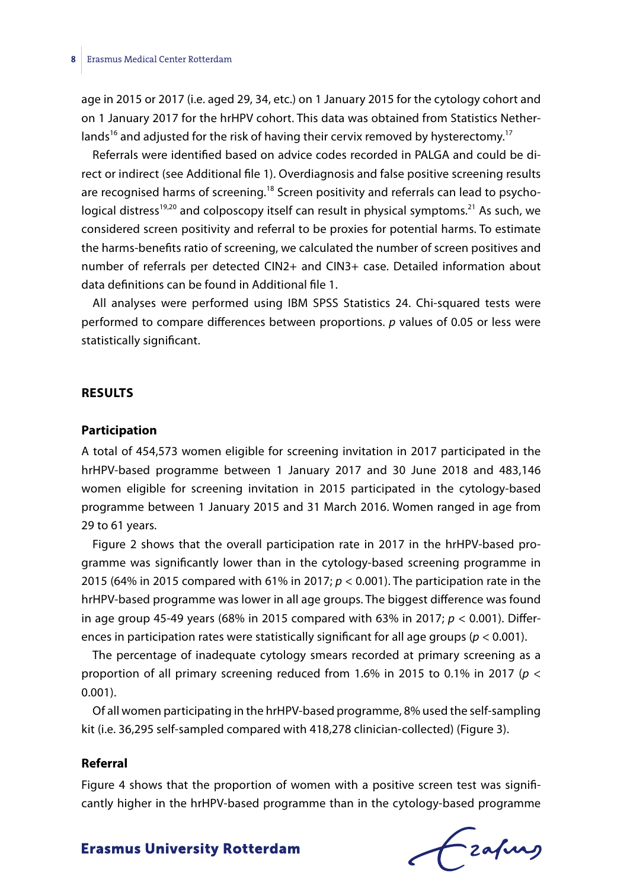age in 2015 or 2017 (i.e. aged 29, 34, etc.) on 1 January 2015 for the cytology cohort and on 1 January 2017 for the hrHPV cohort. This data was obtained from Statistics Netherlands[16] and adjusted for the risk of having their cervix removed by hysterectomy.[17]

Referrals were identified based on advice codes recorded in PALGA and could be direct or indirect (see Additional file 1). Overdiagnosis and false positive screening results are recognised harms of screening.[18] Screen positivity and referrals can lead to psychological distress[19,20] and colposcopy itself can result in physical symptoms.[21] As such, we considered screen positivity and referral to be proxies for potential harms. To estimate the harms-benefits ratio of screening, we calculated the number of screen positives and number of referrals per detected CIN2+ and CIN3+ case. Detailed information about data definitions can be found in Additional file 1.

All analyses were performed using IBM SPSS Statistics 24. Chi-squared tests were performed to compare differences between proportions. *p* values of 0.05 or less were statistically significant.

## RESULTS

### Participation

A total of 454,573 women eligible for screening invitation in 2017 participated in the hrHPV-based programme between 1 January 2017 and 30 June 2018 and 483,146 women eligible for screening invitation in 2015 participated in the cytology-based programme between 1 January 2015 and 31 March 2016. Women ranged in age from 29 to 61 years.

Figure 2 shows that the overall participation rate in 2017 in the hrHPV-based programme was significantly lower than in the cytology-based screening programme in 2015 (64% in 2015 compared with 61% in 2017; $p < 0.001$). The participation rate in the hrHPV-based programme was lower in all age groups. The biggest difference was found in age group 45-49 years (68% in 2015 compared with 63% in 2017; $p < 0.001$). Differences in participation rates were statistically significant for all age groups ($p < 0.001$).

The percentage of inadequate cytology smears recorded at primary screening as a proportion of all primary screening reduced from 1.6% in 2015 to 0.1% in 2017 ($p < 0.001$).

Of all women participating in the hrHPV-based programme, 8% used the self-sampling kit (i.e. 36,295 self-sampled compared with 418,278 clinician-collected) (Figure 3).

### Referral

Figure 4 shows that the proportion of women with a positive screen test was significantly higher in the hrHPV-based programme than in the cytology-based programme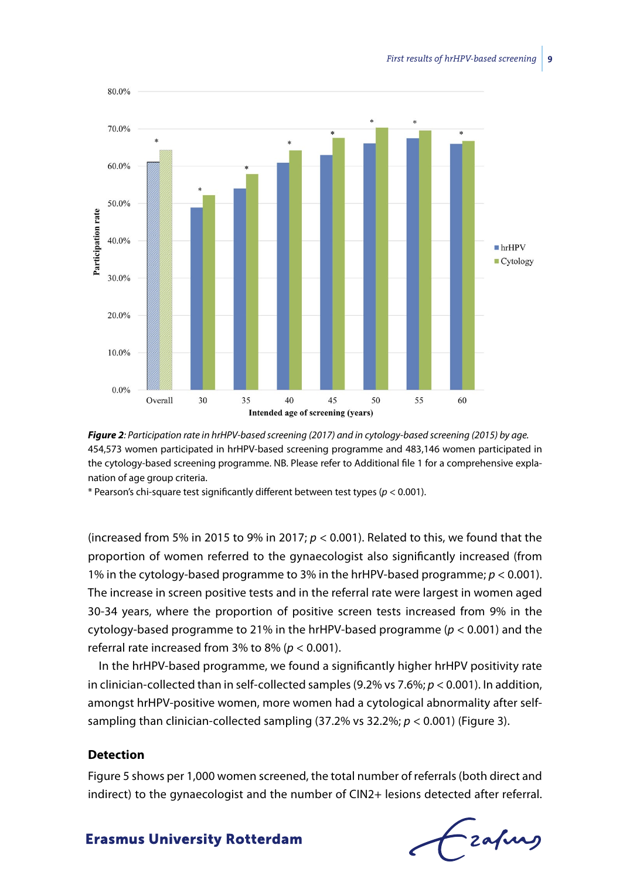*Figure 2: Participation rate in hrHPV-based screening (2017) and in cytology-based screening (2015) by age.* 454,573 women participated in hrHPV-based screening programme and 483,146 women participated in the cytology-based screening programme. NB. Please refer to Additional file 1 for a comprehensive explanation of age group criteria.
* Pearson's chi-square test significantly different between test types ($p < 0.001$).

(increased from 5% in 2015 to 9% in 2017; $p < 0.001$). Related to this, we found that the proportion of women referred to the gynaecologist also significantly increased (from 1% in the cytology-based programme to 3% in the hrHPV-based programme; $p < 0.001$). The increase in screen positive tests and in the referral rate were largest in women aged 30-34 years, where the proportion of positive screen tests increased from 9% in the cytology-based programme to 21% in the hrHPV-based programme ($p < 0.001$) and the referral rate increased from 3% to 8% ($p < 0.001$).

In the hrHPV-based programme, we found a significantly higher hrHPV positivity rate in clinician-collected than in self-collected samples (9.2% vs 7.6%; $p < 0.001$). In addition, amongst hrHPV-positive women, more women had a cytological abnormality after self-sampling than clinician-collected sampling (37.2% vs 32.2%; $p < 0.001$) (Figure 3).

## Detection

Figure 5 shows per 1,000 women screened, the total number of referrals (both direct and indirect) to the gynaecologist and the number of CIN2+ lesions detected after referral.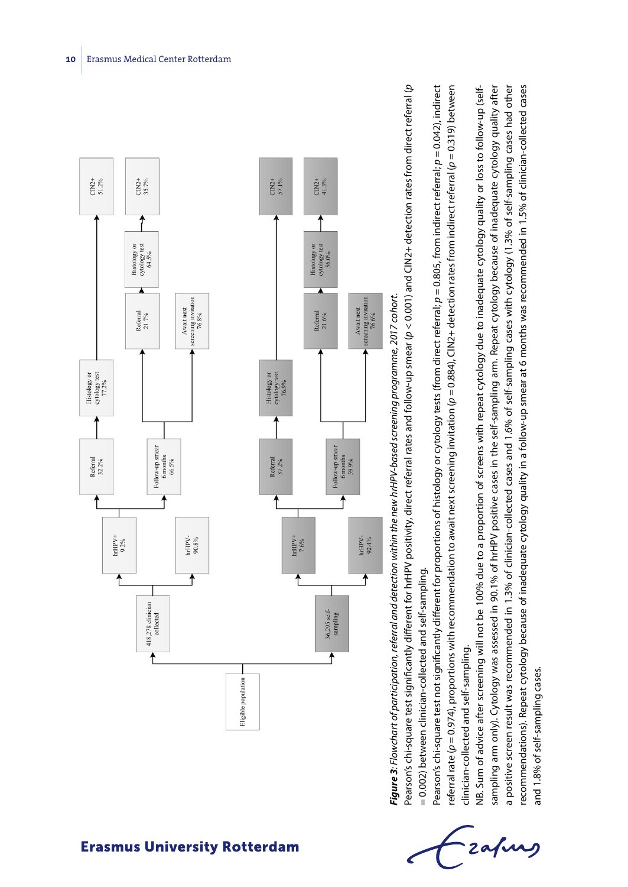Eligible population

418,278 clinician collected
- hrHPV+ 9.2%
  - Referral 32.2%
    - Histology or cytology test 77.2%
      - CIN2+ 51.2%
  - Follow-up smear 6 months 66.5%
    - Referral 21.7%
      - Histology or cytology test 64.5%
        - CIN2+ 35.7%
    - Await next screening invitation 76.8%
- hrHPV- 90.8%

36,295 self-sampling
- hrHPV+ 7.6%
  - Referral 37.2%
    - Histology or cytology test 76.9%
      - CIN2+ 57.1%
  - Follow-up smear 6 months 59.9%
    - Referral 21.6%
      - Histology or cytology test 56.0%
        - CIN2+ 41.3%
    - Await next screening invitation 76.6%
- hrHPV- 92.4%

***Figure 3**: Flowchart of participation, referral and detection within the new hrHPV-based screening programme, 2017 cohort.*

Pearson's chi-square test significantly different for hrHPV positivity, direct referral rates and follow-up smear ($p < 0.001$) and CIN2+ detection rates from direct referral ($p = 0.002$) between clinician-collected and self-sampling.

Pearson's chi-square test not significantly different for proportions of histology or cytology tests (from direct referral; $p = 0.805$, from indirect referral; $p = 0.042$), indirect referral rate ($p = 0.974$), proportions with recommendation to await next screening invitation ($p = 0.884$), CIN2+ detection rates from indirect referral ($p = 0.319$) between clinician-collected and self-sampling.

NB. Sum of advice after screening will not be 100% due to a proportion of screens with repeat cytology due to inadequate cytology quality or loss to follow-up (self-sampling arm only). Cytology was assessed in 90.1% of hrHPV positive cases in the self-sampling arm. Repeat cytology because of inadequate cytology quality after a positive screen result was recommended in 1.3% of clinician-collected cases and 1.6% of self-sampling cases with cytology (1.3% of self-sampling cases had other recommendations). Repeat cytology because of inadequate cytology quality in a follow-up smear at 6 months was recommended in 1.5% of clinician-collected cases and 1.8% of self-sampling cases.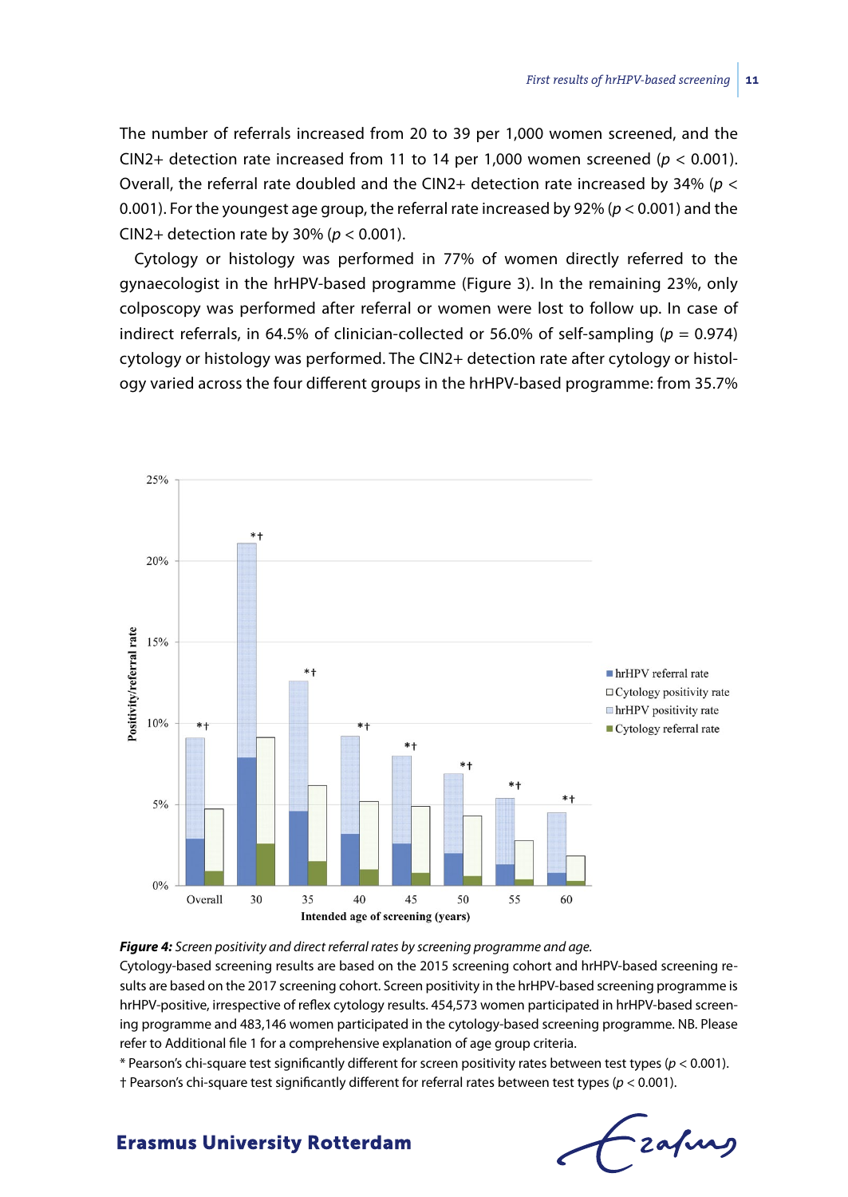The number of referrals increased from 20 to 39 per 1,000 women screened, and the CIN2+ detection rate increased from 11 to 14 per 1,000 women screened ($p < 0.001$). Overall, the referral rate doubled and the CIN2+ detection rate increased by 34% ($p < 0.001$). For the youngest age group, the referral rate increased by 92% ($p < 0.001$) and the CIN2+ detection rate by 30% ($p < 0.001$).

Cytology or histology was performed in 77% of women directly referred to the gynaecologist in the hrHPV-based programme (Figure 3). In the remaining 23%, only colposcopy was performed after referral or women were lost to follow up. In case of indirect referrals, in 64.5% of clinician-collected or 56.0% of self-sampling ($p = 0.974$) cytology or histology was performed. The CIN2+ detection rate after cytology or histology varied across the four different groups in the hrHPV-based programme: from 35.7%

***Figure 4:*** *Screen positivity and direct referral rates by screening programme and age.*
Cytology-based screening results are based on the 2015 screening cohort and hrHPV-based screening results are based on the 2017 screening cohort. Screen positivity in the hrHPV-based screening programme is hrHPV-positive, irrespective of reflex cytology results. 454,573 women participated in hrHPV-based screening programme and 483,146 women participated in the cytology-based screening programme. NB. Please refer to Additional file 1 for a comprehensive explanation of age group criteria.
\* Pearson's chi-square test significantly different for screen positivity rates between test types ($p < 0.001$).
† Pearson's chi-square test significantly different for referral rates between test types ($p < 0.001$).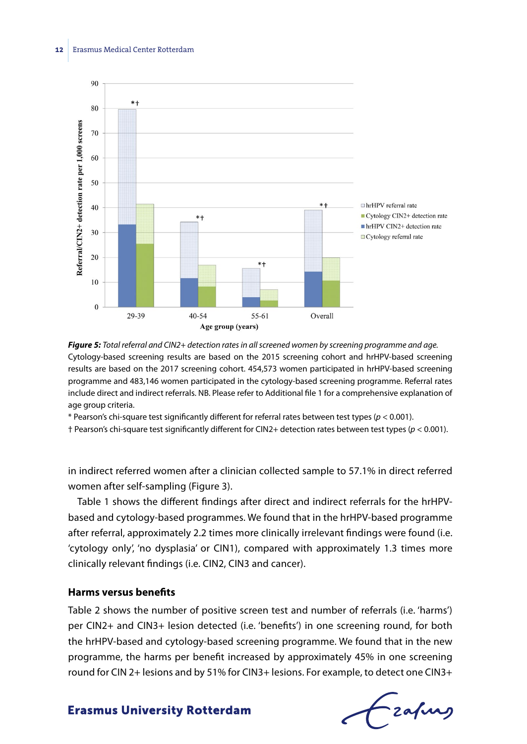**Figure 5:** *Total referral and CIN2+ detection rates in all screened women by screening programme and age.* Cytology-based screening results are based on the 2015 screening cohort and hrHPV-based screening results are based on the 2017 screening cohort. 454,573 women participated in hrHPV-based screening programme and 483,146 women participated in the cytology-based screening programme. Referral rates include direct and indirect referrals. NB. Please refer to Additional file 1 for a comprehensive explanation of age group criteria.

* Pearson's chi-square test significantly different for referral rates between test types ($p < 0.001$).

† Pearson's chi-square test significantly different for CIN2+ detection rates between test types ($p < 0.001$).

in indirect referred women after a clinician collected sample to 57.1% in direct referred women after self-sampling (Figure 3).

Table 1 shows the different findings after direct and indirect referrals for the hrHPV-based and cytology-based programmes. We found that in the hrHPV-based programme after referral, approximately 2.2 times more clinically irrelevant findings were found (i.e. 'cytology only', 'no dysplasia' or CIN1), compared with approximately 1.3 times more clinically relevant findings (i.e. CIN2, CIN3 and cancer).

### Harms versus benefits

Table 2 shows the number of positive screen test and number of referrals (i.e. 'harms') per CIN2+ and CIN3+ lesion detected (i.e. 'benefits') in one screening round, for both the hrHPV-based and cytology-based screening programme. We found that in the new programme, the harms per benefit increased by approximately 45% in one screening round for CIN 2+ lesions and by 51% for CIN3+ lesions. For example, to detect one CIN3+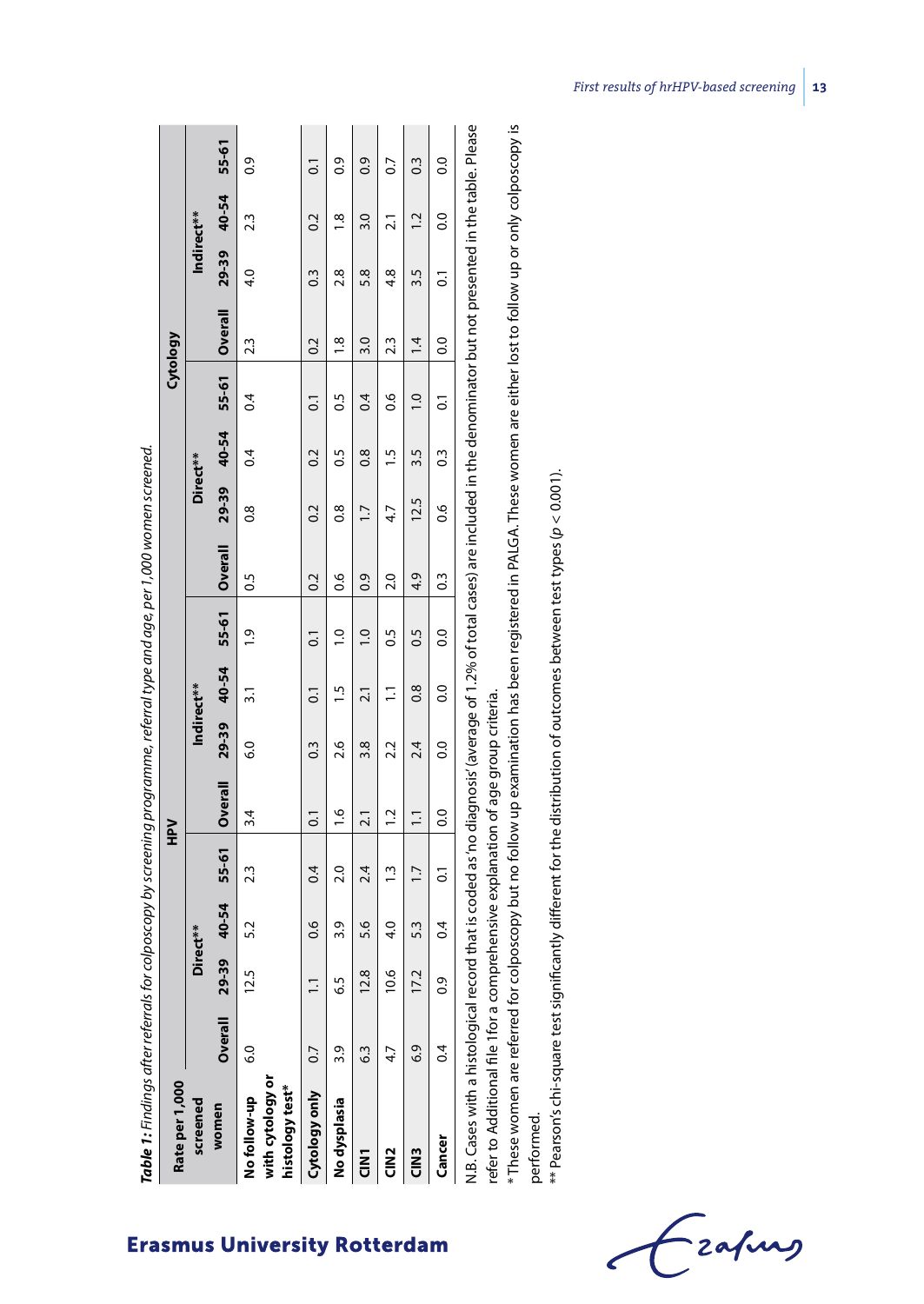**Table 1:** *Findings after referrals for colposcopy by screening programme, referral type and age, per 1,000 women screened.*

| Rate per 1,000 screened women | HPV | | | | | | | | Cytology | | | | | | | |
|---|---|---|---|---|---|---|---|---|---|---|---|---|---|---|---|---|
| | Direct** | | | | Indirect** | | | | Direct** | | | | Indirect** | | | |
| | Overall | 29-39 | 40-54 | 55-61 | Overall | 29-39 | 40-54 | 55-61 | Overall | 29-39 | 40-54 | 55-61 | Overall | 29-39 | 40-54 | 55-61 |
| **No follow-up with cytology or histology test*** | 6.0 | 12.5 | 5.2 | 2.3 | 3.4 | 6.0 | 3.1 | 1.9 | 0.5 | 0.8 | 0.4 | 0.4 | 2.3 | 4.0 | 2.3 | 0.9 |
| **Cytology only** | 0.7 | 1.1 | 0.6 | 0.4 | 0.1 | 0.3 | 0.1 | 0.1 | 0.2 | 0.2 | 0.2 | 0.1 | 0.2 | 0.3 | 0.2 | 0.1 |
| **No dysplasia** | 3.9 | 6.5 | 3.9 | 2.0 | 1.6 | 2.6 | 1.5 | 1.0 | 0.6 | 0.8 | 0.5 | 0.5 | 1.8 | 2.8 | 1.8 | 0.9 |
| **CIN1** | 6.3 | 12.8 | 5.6 | 2.4 | 2.1 | 3.8 | 2.1 | 1.0 | 0.9 | 1.7 | 0.8 | 0.4 | 3.0 | 5.8 | 3.0 | 0.9 |
| **CIN2** | 4.7 | 10.6 | 4.0 | 1.3 | 1.2 | 2.2 | 1.1 | 0.5 | 2.0 | 4.7 | 1.5 | 0.6 | 2.3 | 4.8 | 2.1 | 0.7 |
| **CIN3** | 6.9 | 17.2 | 5.3 | 1.7 | 1.1 | 2.4 | 0.8 | 0.5 | 4.9 | 12.5 | 3.5 | 1.0 | 1.4 | 3.5 | 1.2 | 0.3 |
| **Cancer** | 0.4 | 0.9 | 0.4 | 0.1 | 0.0 | 0.0 | 0.0 | 0.0 | 0.3 | 0.6 | 0.3 | 0.1 | 0.0 | 0.1 | 0.0 | 0.0 |

N.B. Cases with a histological record that is coded as 'no diagnosis' (average of 1.2% of total cases) are included in the denominator but not presented in the table. Please refer to Additional file 1for a comprehensive explanation of age group criteria.

\* These women are referred for colposcopy but no follow up examination has been registered in PALGA. These women are either lost to follow up or only colposcopy is performed.

\*\* Pearson's chi-square test significantly different for the distribution of outcomes between test types ($p < 0.001$).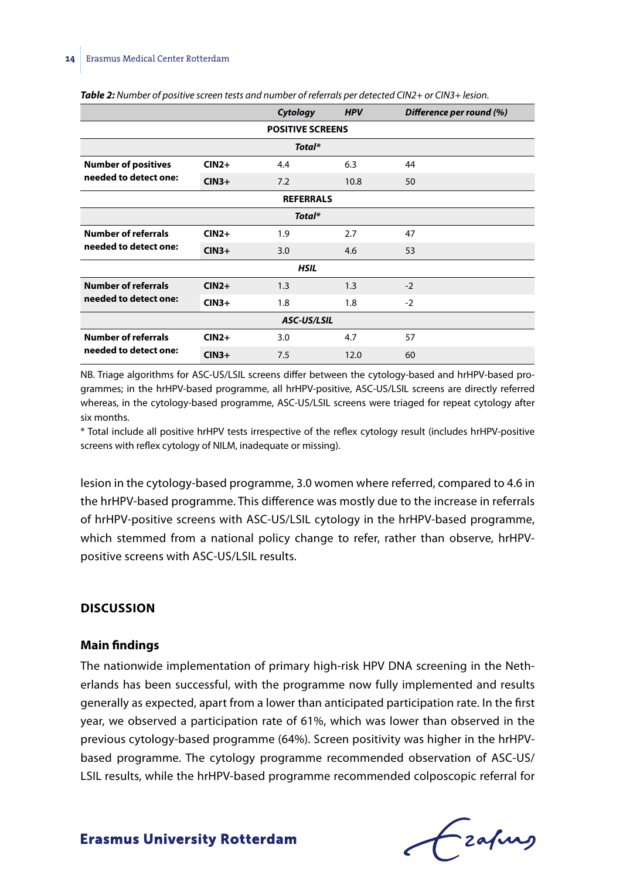*Table 2: Number of positive screen tests and number of referrals per detected CIN2+ or CIN3+ lesion.*

| | | *Cytology* | *HPV* | *Difference per round (%)* |
|---|---|---|---|---|
| | | **POSITIVE SCREENS** | | |
| | | ***Total**** | | |
| **Number of positives needed to detect one:** | **CIN2+** | 4.4 | 6.3 | 44 |
| | **CIN3+** | 7.2 | 10.8 | 50 |
| | | **REFERRALS** | | |
| | | ***Total**** | | |
| **Number of referrals needed to detect one:** | **CIN2+** | 1.9 | 2.7 | 47 |
| | **CIN3+** | 3.0 | 4.6 | 53 |
| | | ***HSIL*** | | |
| **Number of referrals needed to detect one:** | **CIN2+** | 1.3 | 1.3 | -2 |
| | **CIN3+** | 1.8 | 1.8 | -2 |
| | | ***ASC-US/LSIL*** | | |
| **Number of referrals needed to detect one:** | **CIN2+** | 3.0 | 4.7 | 57 |
| | **CIN3+** | 7.5 | 12.0 | 60 |

NB. Triage algorithms for ASC-US/LSIL screens differ between the cytology-based and hrHPV-based programmes; in the hrHPV-based programme, all hrHPV-positive, ASC-US/LSIL screens are directly referred whereas, in the cytology-based programme, ASC-US/LSIL screens were triaged for repeat cytology after six months.

* Total include all positive hrHPV tests irrespective of the reflex cytology result (includes hrHPV-positive screens with reflex cytology of NILM, inadequate or missing).

lesion in the cytology-based programme, 3.0 women where referred, compared to 4.6 in the hrHPV-based programme. This difference was mostly due to the increase in referrals of hrHPV-positive screens with ASC-US/LSIL cytology in the hrHPV-based programme, which stemmed from a national policy change to refer, rather than observe, hrHPV-positive screens with ASC-US/LSIL results.

## DISCUSSION

### Main findings

The nationwide implementation of primary high-risk HPV DNA screening in the Netherlands has been successful, with the programme now fully implemented and results generally as expected, apart from a lower than anticipated participation rate. In the first year, we observed a participation rate of 61%, which was lower than observed in the previous cytology-based programme (64%). Screen positivity was higher in the hrHPV-based programme. The cytology programme recommended observation of ASC-US/LSIL results, while the hrHPV-based programme recommended colposcopic referral for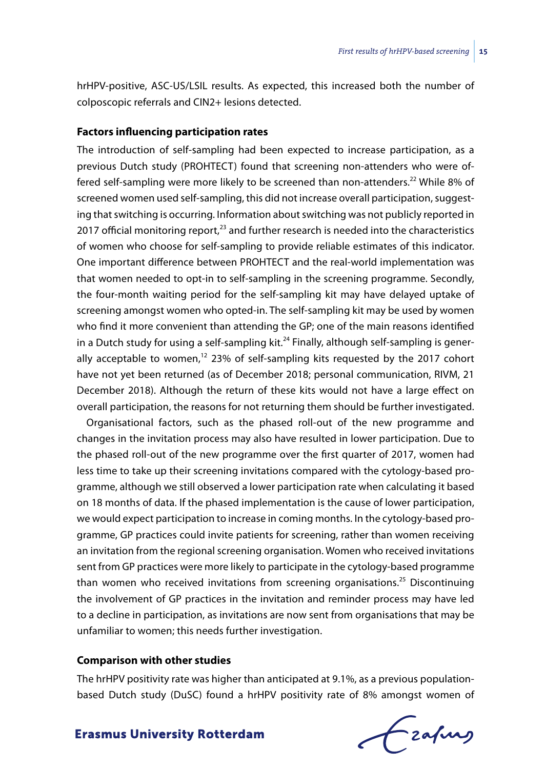hrHPV-positive, ASC-US/LSIL results. As expected, this increased both the number of colposcopic referrals and CIN2+ lesions detected.

### Factors influencing participation rates

The introduction of self-sampling had been expected to increase participation, as a previous Dutch study (PROHTECT) found that screening non-attenders who were offered self-sampling were more likely to be screened than non-attenders.[22] While 8% of screened women used self-sampling, this did not increase overall participation, suggesting that switching is occurring. Information about switching was not publicly reported in 2017 official monitoring report,[23] and further research is needed into the characteristics of women who choose for self-sampling to provide reliable estimates of this indicator. One important difference between PROHTECT and the real-world implementation was that women needed to opt-in to self-sampling in the screening programme. Secondly, the four-month waiting period for the self-sampling kit may have delayed uptake of screening amongst women who opted-in. The self-sampling kit may be used by women who find it more convenient than attending the GP; one of the main reasons identified in a Dutch study for using a self-sampling kit.[24] Finally, although self-sampling is generally acceptable to women,[12] 23% of self-sampling kits requested by the 2017 cohort have not yet been returned (as of December 2018; personal communication, RIVM, 21 December 2018). Although the return of these kits would not have a large effect on overall participation, the reasons for not returning them should be further investigated.

Organisational factors, such as the phased roll-out of the new programme and changes in the invitation process may also have resulted in lower participation. Due to the phased roll-out of the new programme over the first quarter of 2017, women had less time to take up their screening invitations compared with the cytology-based programme, although we still observed a lower participation rate when calculating it based on 18 months of data. If the phased implementation is the cause of lower participation, we would expect participation to increase in coming months. In the cytology-based programme, GP practices could invite patients for screening, rather than women receiving an invitation from the regional screening organisation. Women who received invitations sent from GP practices were more likely to participate in the cytology-based programme than women who received invitations from screening organisations.[25] Discontinuing the involvement of GP practices in the invitation and reminder process may have led to a decline in participation, as invitations are now sent from organisations that may be unfamiliar to women; this needs further investigation.

### Comparison with other studies

The hrHPV positivity rate was higher than anticipated at 9.1%, as a previous population-based Dutch study (DuSC) found a hrHPV positivity rate of 8% amongst women of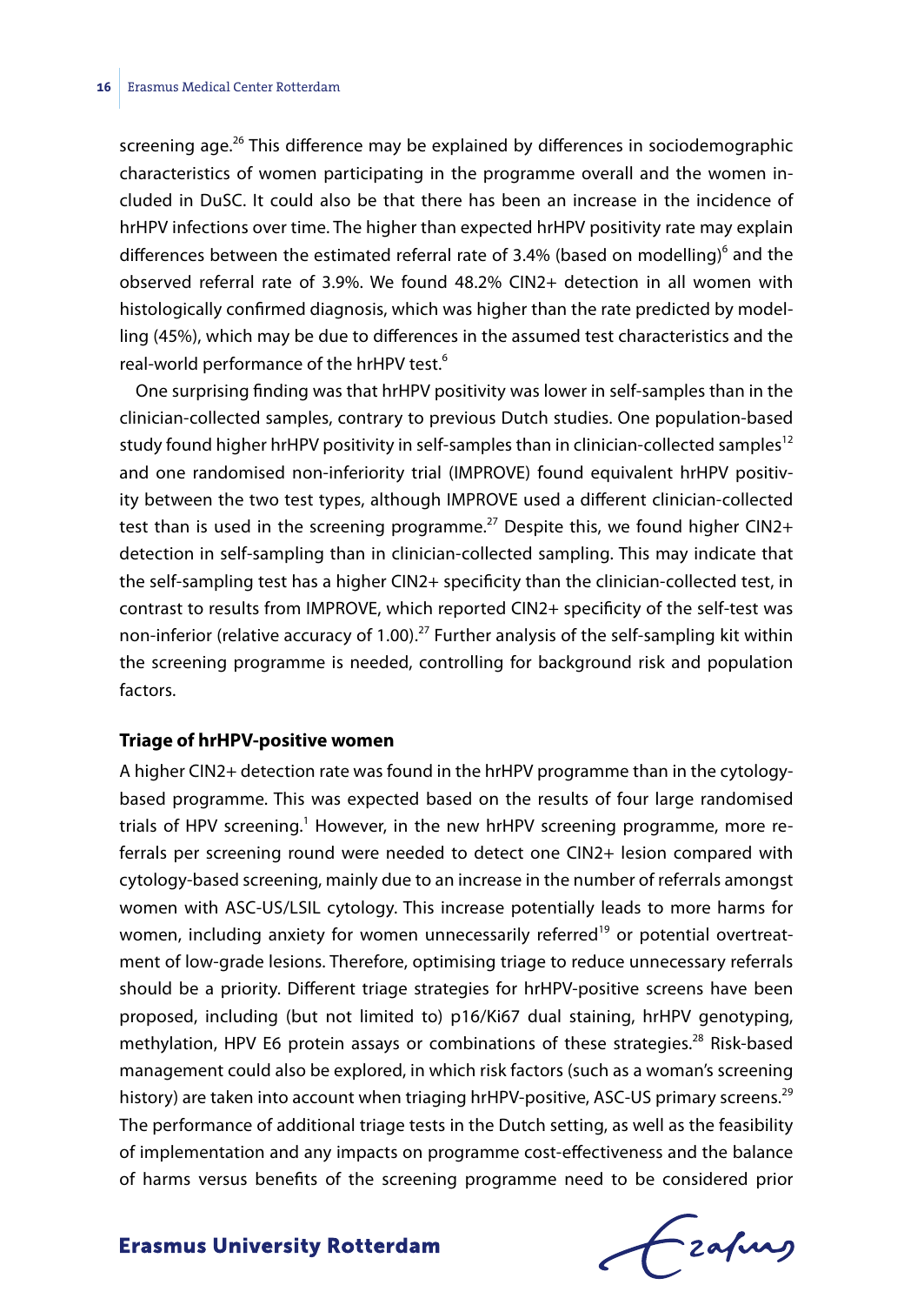screening age.[26] This difference may be explained by differences in sociodemographic characteristics of women participating in the programme overall and the women included in DuSC. It could also be that there has been an increase in the incidence of hrHPV infections over time. The higher than expected hrHPV positivity rate may explain differences between the estimated referral rate of 3.4% (based on modelling)[6] and the observed referral rate of 3.9%. We found 48.2% CIN2+ detection in all women with histologically confirmed diagnosis, which was higher than the rate predicted by modelling (45%), which may be due to differences in the assumed test characteristics and the real-world performance of the hrHPV test.[6]

One surprising finding was that hrHPV positivity was lower in self-samples than in the clinician-collected samples, contrary to previous Dutch studies. One population-based study found higher hrHPV positivity in self-samples than in clinician-collected samples[12] and one randomised non-inferiority trial (IMPROVE) found equivalent hrHPV positivity between the two test types, although IMPROVE used a different clinician-collected test than is used in the screening programme.[27] Despite this, we found higher CIN2+ detection in self-sampling than in clinician-collected sampling. This may indicate that the self-sampling test has a higher CIN2+ specificity than the clinician-collected test, in contrast to results from IMPROVE, which reported CIN2+ specificity of the self-test was non-inferior (relative accuracy of 1.00).[27] Further analysis of the self-sampling kit within the screening programme is needed, controlling for background risk and population factors.

### Triage of hrHPV-positive women

A higher CIN2+ detection rate was found in the hrHPV programme than in the cytology-based programme. This was expected based on the results of four large randomised trials of HPV screening.[1] However, in the new hrHPV screening programme, more referrals per screening round were needed to detect one CIN2+ lesion compared with cytology-based screening, mainly due to an increase in the number of referrals amongst women with ASC-US/LSIL cytology. This increase potentially leads to more harms for women, including anxiety for women unnecessarily referred[19] or potential overtreatment of low-grade lesions. Therefore, optimising triage to reduce unnecessary referrals should be a priority. Different triage strategies for hrHPV-positive screens have been proposed, including (but not limited to) p16/Ki67 dual staining, hrHPV genotyping, methylation, HPV E6 protein assays or combinations of these strategies.[28] Risk-based management could also be explored, in which risk factors (such as a woman's screening history) are taken into account when triaging hrHPV-positive, ASC-US primary screens.[29] The performance of additional triage tests in the Dutch setting, as well as the feasibility of implementation and any impacts on programme cost-effectiveness and the balance of harms versus benefits of the screening programme need to be considered prior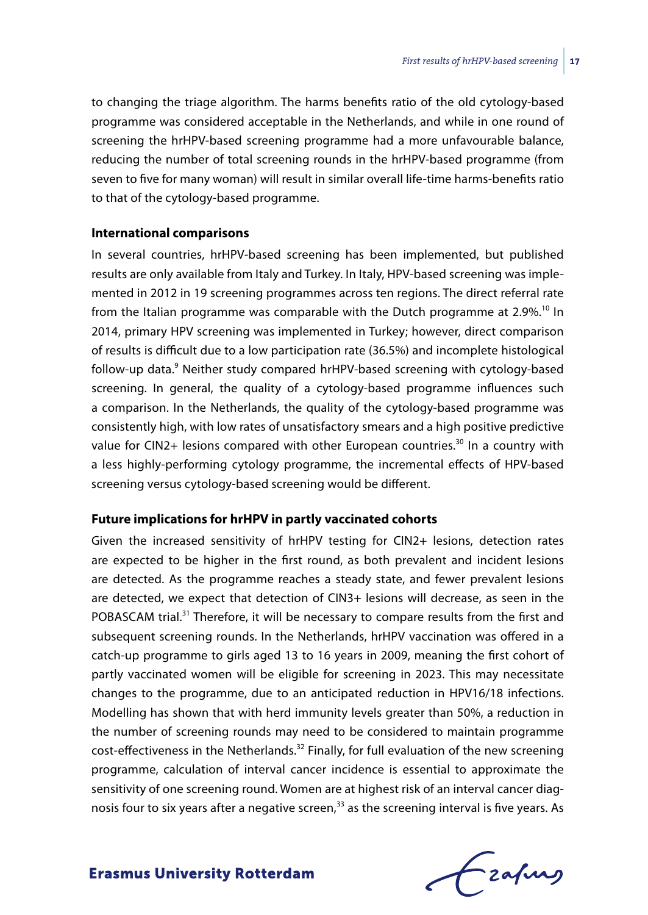to changing the triage algorithm. The harms benefits ratio of the old cytology-based programme was considered acceptable in the Netherlands, and while in one round of screening the hrHPV-based screening programme had a more unfavourable balance, reducing the number of total screening rounds in the hrHPV-based programme (from seven to five for many woman) will result in similar overall life-time harms-benefits ratio to that of the cytology-based programme.

### International comparisons

In several countries, hrHPV-based screening has been implemented, but published results are only available from Italy and Turkey. In Italy, HPV-based screening was implemented in 2012 in 19 screening programmes across ten regions. The direct referral rate from the Italian programme was comparable with the Dutch programme at 2.9%.[10] In 2014, primary HPV screening was implemented in Turkey; however, direct comparison of results is difficult due to a low participation rate (36.5%) and incomplete histological follow-up data.[9] Neither study compared hrHPV-based screening with cytology-based screening. In general, the quality of a cytology-based programme influences such a comparison. In the Netherlands, the quality of the cytology-based programme was consistently high, with low rates of unsatisfactory smears and a high positive predictive value for CIN2+ lesions compared with other European countries.[30] In a country with a less highly-performing cytology programme, the incremental effects of HPV-based screening versus cytology-based screening would be different.

### Future implications for hrHPV in partly vaccinated cohorts

Given the increased sensitivity of hrHPV testing for CIN2+ lesions, detection rates are expected to be higher in the first round, as both prevalent and incident lesions are detected. As the programme reaches a steady state, and fewer prevalent lesions are detected, we expect that detection of CIN3+ lesions will decrease, as seen in the POBASCAM trial.[31] Therefore, it will be necessary to compare results from the first and subsequent screening rounds. In the Netherlands, hrHPV vaccination was offered in a catch-up programme to girls aged 13 to 16 years in 2009, meaning the first cohort of partly vaccinated women will be eligible for screening in 2023. This may necessitate changes to the programme, due to an anticipated reduction in HPV16/18 infections. Modelling has shown that with herd immunity levels greater than 50%, a reduction in the number of screening rounds may need to be considered to maintain programme cost-effectiveness in the Netherlands.[32] Finally, for full evaluation of the new screening programme, calculation of interval cancer incidence is essential to approximate the sensitivity of one screening round. Women are at highest risk of an interval cancer diagnosis four to six years after a negative screen,[33] as the screening interval is five years. As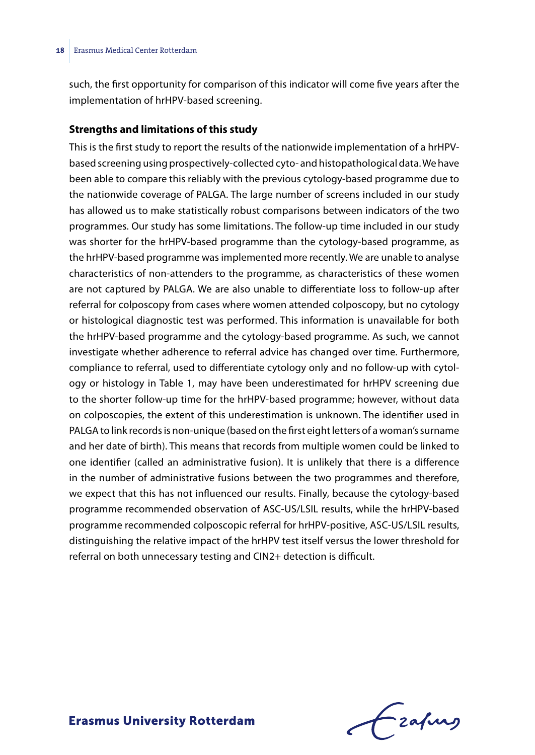such, the first opportunity for comparison of this indicator will come five years after the implementation of hrHPV-based screening.

### Strengths and limitations of this study

This is the first study to report the results of the nationwide implementation of a hrHPV-based screening using prospectively-collected cyto- and histopathological data. We have been able to compare this reliably with the previous cytology-based programme due to the nationwide coverage of PALGA. The large number of screens included in our study has allowed us to make statistically robust comparisons between indicators of the two programmes. Our study has some limitations. The follow-up time included in our study was shorter for the hrHPV-based programme than the cytology-based programme, as the hrHPV-based programme was implemented more recently. We are unable to analyse characteristics of non-attenders to the programme, as characteristics of these women are not captured by PALGA. We are also unable to differentiate loss to follow-up after referral for colposcopy from cases where women attended colposcopy, but no cytology or histological diagnostic test was performed. This information is unavailable for both the hrHPV-based programme and the cytology-based programme. As such, we cannot investigate whether adherence to referral advice has changed over time. Furthermore, compliance to referral, used to differentiate cytology only and no follow-up with cytology or histology in Table 1, may have been underestimated for hrHPV screening due to the shorter follow-up time for the hrHPV-based programme; however, without data on colposcopies, the extent of this underestimation is unknown. The identifier used in PALGA to link records is non-unique (based on the first eight letters of a woman's surname and her date of birth). This means that records from multiple women could be linked to one identifier (called an administrative fusion). It is unlikely that there is a difference in the number of administrative fusions between the two programmes and therefore, we expect that this has not influenced our results. Finally, because the cytology-based programme recommended observation of ASC-US/LSIL results, while the hrHPV-based programme recommended colposcopic referral for hrHPV-positive, ASC-US/LSIL results, distinguishing the relative impact of the hrHPV test itself versus the lower threshold for referral on both unnecessary testing and CIN2+ detection is difficult.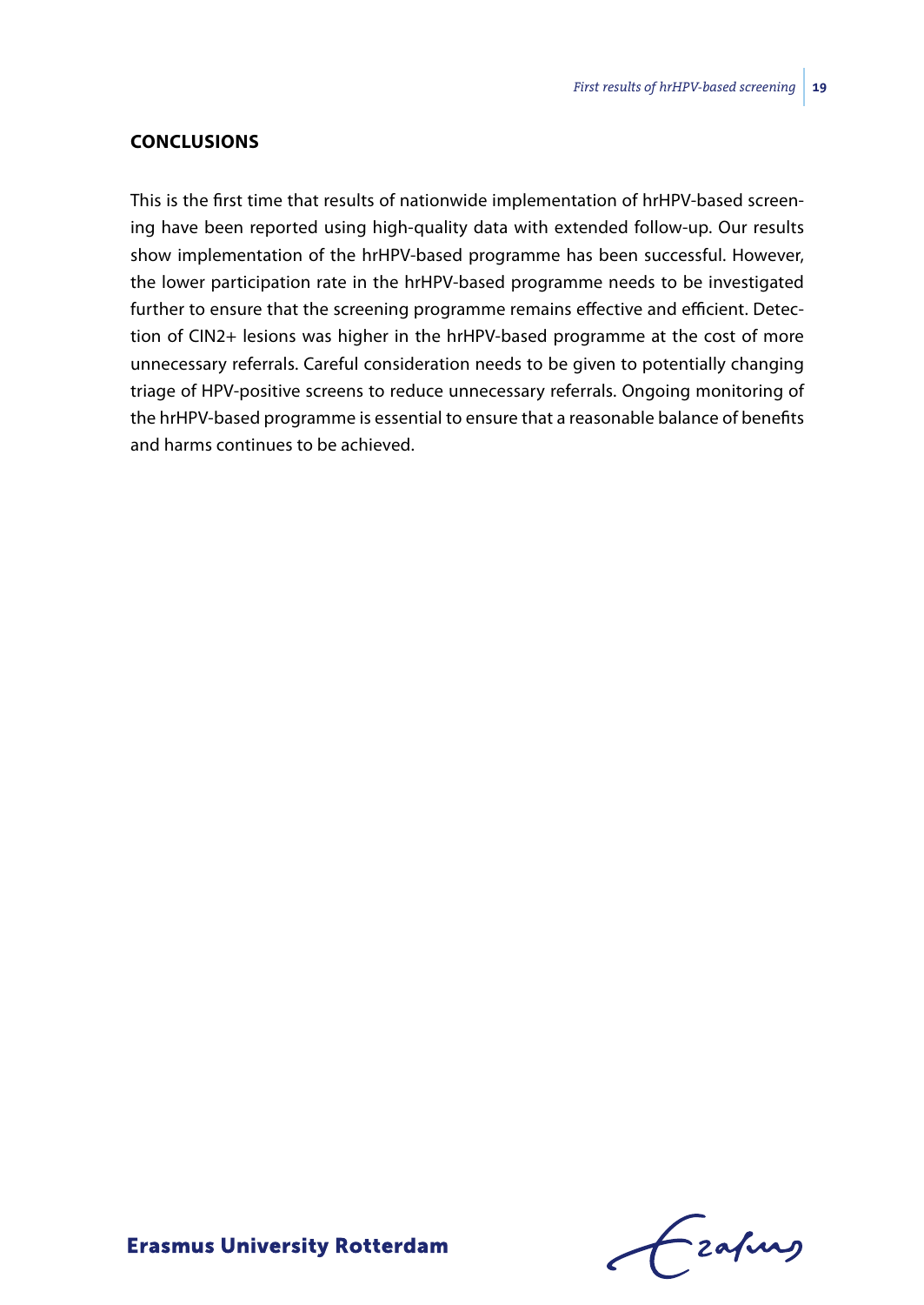## CONCLUSIONS

This is the first time that results of nationwide implementation of hrHPV-based screening have been reported using high-quality data with extended follow-up. Our results show implementation of the hrHPV-based programme has been successful. However, the lower participation rate in the hrHPV-based programme needs to be investigated further to ensure that the screening programme remains effective and efficient. Detection of CIN2+ lesions was higher in the hrHPV-based programme at the cost of more unnecessary referrals. Careful consideration needs to be given to potentially changing triage of HPV-positive screens to reduce unnecessary referrals. Ongoing monitoring of the hrHPV-based programme is essential to ensure that a reasonable balance of benefits and harms continues to be achieved.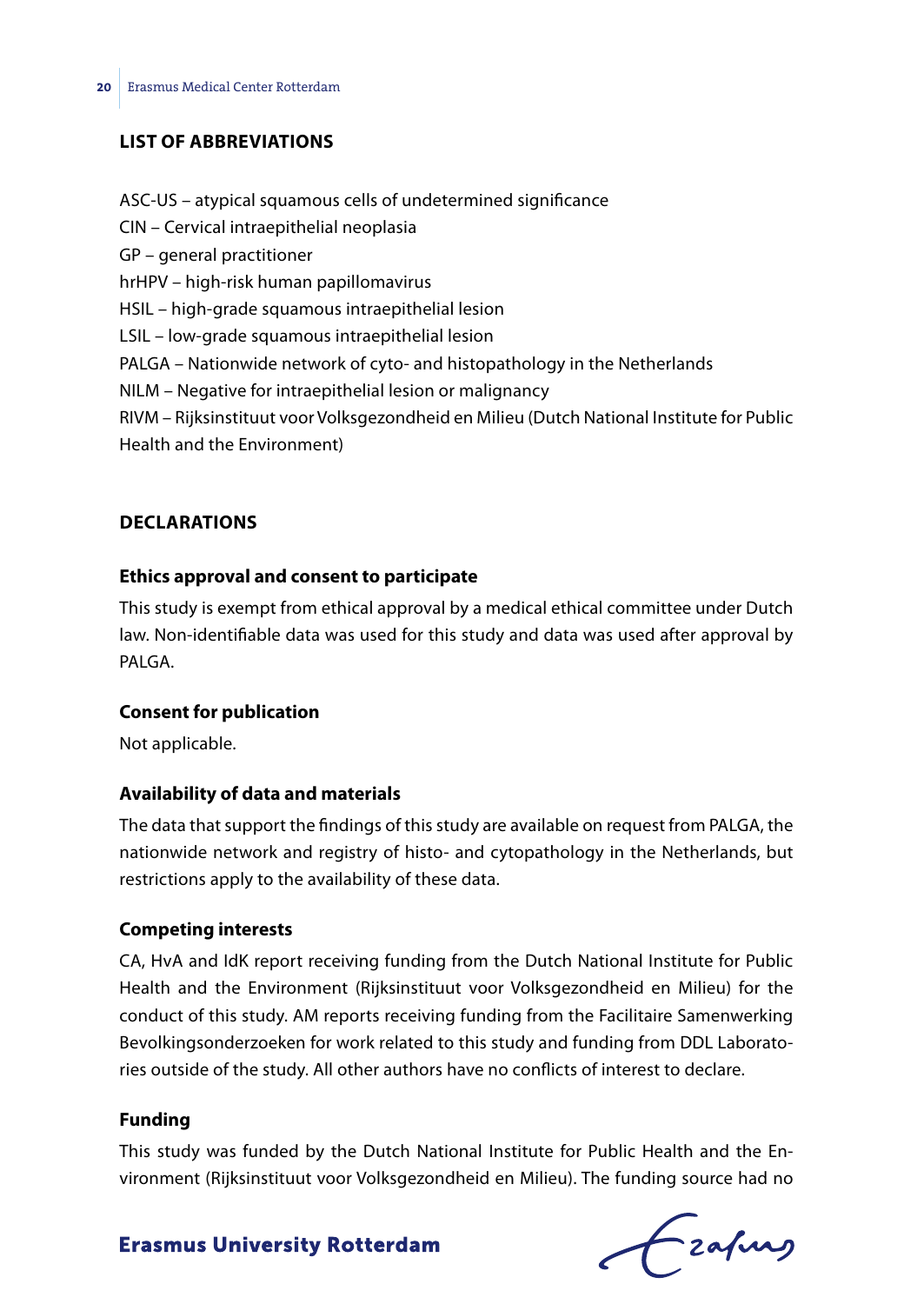## LIST OF ABBREVIATIONS

ASC-US – atypical squamous cells of undetermined significance
CIN – Cervical intraepithelial neoplasia
GP – general practitioner
hrHPV – high-risk human papillomavirus
HSIL – high-grade squamous intraepithelial lesion
LSIL – low-grade squamous intraepithelial lesion
PALGA – Nationwide network of cyto- and histopathology in the Netherlands
NILM – Negative for intraepithelial lesion or malignancy
RIVM – Rijksinstituut voor Volksgezondheid en Milieu (Dutch National Institute for Public Health and the Environment)

## DECLARATIONS

### Ethics approval and consent to participate

This study is exempt from ethical approval by a medical ethical committee under Dutch law. Non-identifiable data was used for this study and data was used after approval by PALGA.

### Consent for publication

Not applicable.

### Availability of data and materials

The data that support the findings of this study are available on request from PALGA, the nationwide network and registry of histo- and cytopathology in the Netherlands, but restrictions apply to the availability of these data.

### Competing interests

CA, HvA and IdK report receiving funding from the Dutch National Institute for Public Health and the Environment (Rijksinstituut voor Volksgezondheid en Milieu) for the conduct of this study. AM reports receiving funding from the Facilitaire Samenwerking Bevolkingsonderzoeken for work related to this study and funding from DDL Laboratories outside of the study. All other authors have no conflicts of interest to declare.

### Funding

This study was funded by the Dutch National Institute for Public Health and the Environment (Rijksinstituut voor Volksgezondheid en Milieu). The funding source had no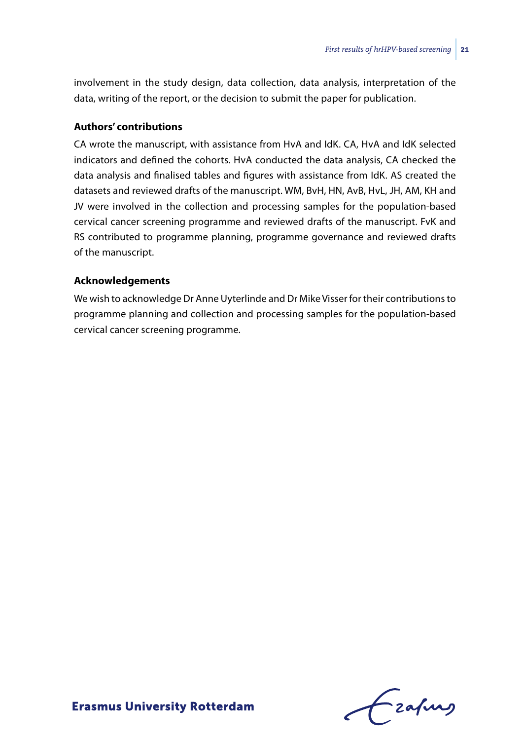involvement in the study design, data collection, data analysis, interpretation of the data, writing of the report, or the decision to submit the paper for publication.

### Authors' contributions

CA wrote the manuscript, with assistance from HvA and IdK. CA, HvA and IdK selected indicators and defined the cohorts. HvA conducted the data analysis, CA checked the data analysis and finalised tables and figures with assistance from IdK. AS created the datasets and reviewed drafts of the manuscript. WM, BvH, HN, AvB, HvL, JH, AM, KH and JV were involved in the collection and processing samples for the population-based cervical cancer screening programme and reviewed drafts of the manuscript. FvK and RS contributed to programme planning, programme governance and reviewed drafts of the manuscript.

### Acknowledgements

We wish to acknowledge Dr Anne Uyterlinde and Dr Mike Visser for their contributions to programme planning and collection and processing samples for the population-based cervical cancer screening programme.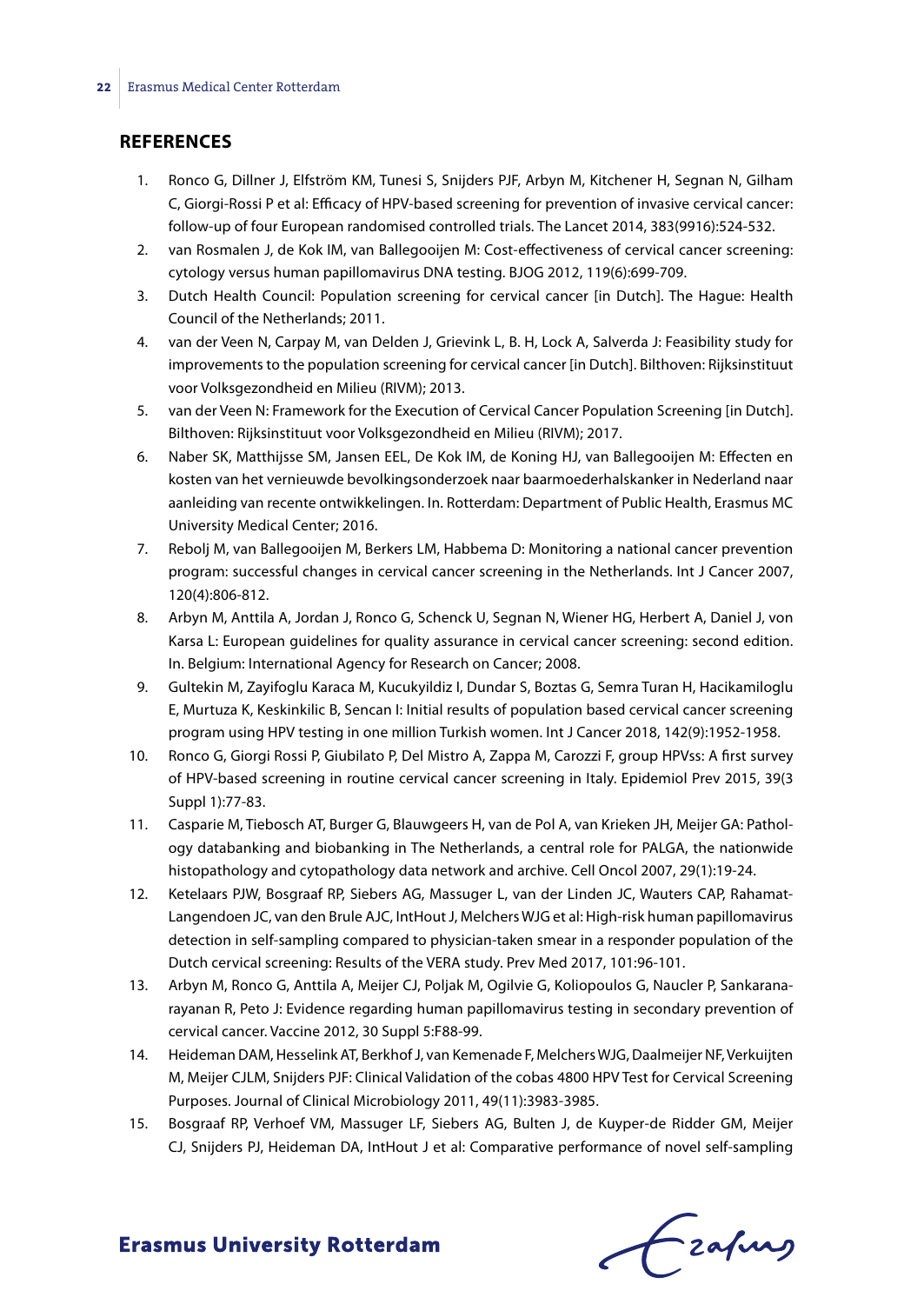## REFERENCES

1. Ronco G, Dillner J, Elfström KM, Tunesi S, Snijders PJF, Arbyn M, Kitchener H, Segnan N, Gilham C, Giorgi-Rossi P et al: Efficacy of HPV-based screening for prevention of invasive cervical cancer: follow-up of four European randomised controlled trials. The Lancet 2014, 383(9916):524-532.
2. van Rosmalen J, de Kok IM, van Ballegooijen M: Cost-effectiveness of cervical cancer screening: cytology versus human papillomavirus DNA testing. BJOG 2012, 119(6):699-709.
3. Dutch Health Council: Population screening for cervical cancer [in Dutch]. The Hague: Health Council of the Netherlands; 2011.
4. van der Veen N, Carpay M, van Delden J, Grievink L, B. H, Lock A, Salverda J: Feasibility study for improvements to the population screening for cervical cancer [in Dutch]. Bilthoven: Rijksinstituut voor Volksgezondheid en Milieu (RIVM); 2013.
5. van der Veen N: Framework for the Execution of Cervical Cancer Population Screening [in Dutch]. Bilthoven: Rijksinstituut voor Volksgezondheid en Milieu (RIVM); 2017.
6. Naber SK, Matthijsse SM, Jansen EEL, De Kok IM, de Koning HJ, van Ballegooijen M: Effecten en kosten van het vernieuwde bevolkingsonderzoek naar baarmoederhalskanker in Nederland naar aanleiding van recente ontwikkelingen. In. Rotterdam: Department of Public Health, Erasmus MC University Medical Center; 2016.
7. Rebolj M, van Ballegooijen M, Berkers LM, Habbema D: Monitoring a national cancer prevention program: successful changes in cervical cancer screening in the Netherlands. Int J Cancer 2007, 120(4):806-812.
8. Arbyn M, Anttila A, Jordan J, Ronco G, Schenck U, Segnan N, Wiener HG, Herbert A, Daniel J, von Karsa L: European guidelines for quality assurance in cervical cancer screening: second edition. In. Belgium: International Agency for Research on Cancer; 2008.
9. Gultekin M, Zayifoglu Karaca M, Kucukyildiz I, Dundar S, Boztas G, Semra Turan H, Hacikamiloglu E, Murtuza K, Keskinkilic B, Sencan I: Initial results of population based cervical cancer screening program using HPV testing in one million Turkish women. Int J Cancer 2018, 142(9):1952-1958.
10. Ronco G, Giorgi Rossi P, Giubilato P, Del Mistro A, Zappa M, Carozzi F, group HPVss: A first survey of HPV-based screening in routine cervical cancer screening in Italy. Epidemiol Prev 2015, 39(3 Suppl 1):77-83.
11. Casparie M, Tiebosch AT, Burger G, Blauwgeers H, van de Pol A, van Krieken JH, Meijer GA: Pathology databanking and biobanking in The Netherlands, a central role for PALGA, the nationwide histopathology and cytopathology data network and archive. Cell Oncol 2007, 29(1):19-24.
12. Ketelaars PJW, Bosgraaf RP, Siebers AG, Massuger L, van der Linden JC, Wauters CAP, Rahamat-Langendoen JC, van den Brule AJC, IntHout J, Melchers WJG et al: High-risk human papillomavirus detection in self-sampling compared to physician-taken smear in a responder population of the Dutch cervical screening: Results of the VERA study. Prev Med 2017, 101:96-101.
13. Arbyn M, Ronco G, Anttila A, Meijer CJ, Poljak M, Ogilvie G, Koliopoulos G, Naucler P, Sankaranarayanan R, Peto J: Evidence regarding human papillomavirus testing in secondary prevention of cervical cancer. Vaccine 2012, 30 Suppl 5:F88-99.
14. Heideman DAM, Hesselink AT, Berkhof J, van Kemenade F, Melchers WJG, Daalmeijer NF, Verkuijten M, Meijer CJLM, Snijders PJF: Clinical Validation of the cobas 4800 HPV Test for Cervical Screening Purposes. Journal of Clinical Microbiology 2011, 49(11):3983-3985.
15. Bosgraaf RP, Verhoef VM, Massuger LF, Siebers AG, Bulten J, de Kuyper-de Ridder GM, Meijer CJ, Snijders PJ, Heideman DA, IntHout J et al: Comparative performance of novel self-sampling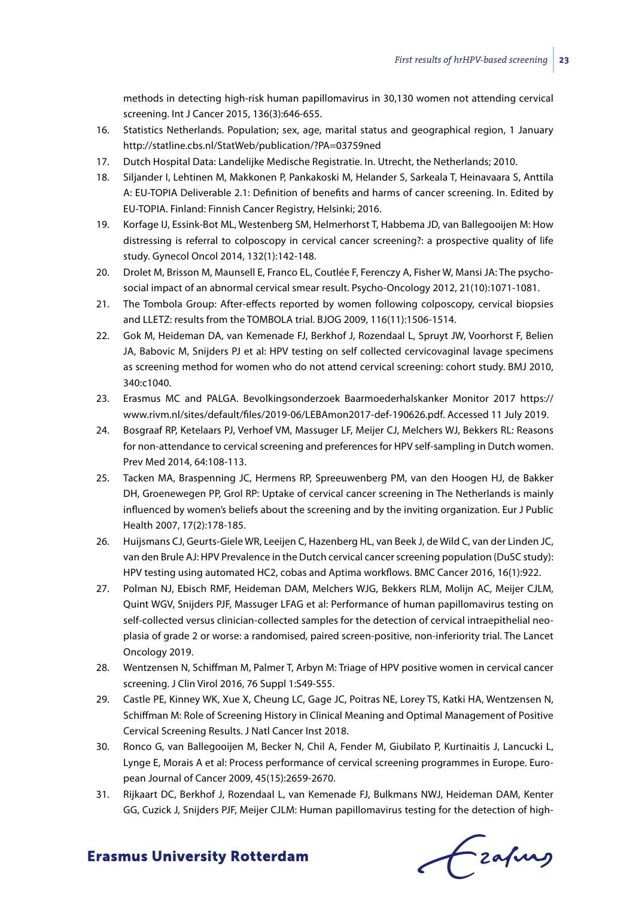methods in detecting high-risk human papillomavirus in 30,130 women not attending cervical screening. Int J Cancer 2015, 136(3):646-655.

16. Statistics Netherlands. Population; sex, age, marital status and geographical region, 1 January http://statline.cbs.nl/StatWeb/publication/?PA=03759ned
17. Dutch Hospital Data: Landelijke Medische Registratie. In. Utrecht, the Netherlands; 2010.
18. Siljander I, Lehtinen M, Makkonen P, Pankakoski M, Helander S, Sarkeala T, Heinavaara S, Anttila A: EU-TOPIA Deliverable 2.1: Definition of benefits and harms of cancer screening. In. Edited by EU-TOPIA. Finland: Finnish Cancer Registry, Helsinki; 2016.
19. Korfage IJ, Essink-Bot ML, Westenberg SM, Helmerhorst T, Habbema JD, van Ballegooijen M: How distressing is referral to colposcopy in cervical cancer screening?: a prospective quality of life study. Gynecol Oncol 2014, 132(1):142-148.
20. Drolet M, Brisson M, Maunsell E, Franco EL, Coutlée F, Ferenczy A, Fisher W, Mansi JA: The psychosocial impact of an abnormal cervical smear result. Psycho-Oncology 2012, 21(10):1071-1081.
21. The Tombola Group: After-effects reported by women following colposcopy, cervical biopsies and LLETZ: results from the TOMBOLA trial. BJOG 2009, 116(11):1506-1514.
22. Gok M, Heideman DA, van Kemenade FJ, Berkhof J, Rozendaal L, Spruyt JW, Voorhorst F, Belien JA, Babovic M, Snijders PJ et al: HPV testing on self collected cervicovaginal lavage specimens as screening method for women who do not attend cervical screening: cohort study. BMJ 2010, 340:c1040.
23. Erasmus MC and PALGA. Bevolkingsonderzoek Baarmoederhalskanker Monitor 2017 https://www.rivm.nl/sites/default/files/2019-06/LEBAmon2017-def-190626.pdf. Accessed 11 July 2019.
24. Bosgraaf RP, Ketelaars PJ, Verhoef VM, Massuger LF, Meijer CJ, Melchers WJ, Bekkers RL: Reasons for non-attendance to cervical screening and preferences for HPV self-sampling in Dutch women. Prev Med 2014, 64:108-113.
25. Tacken MA, Braspenning JC, Hermens RP, Spreeuwenberg PM, van den Hoogen HJ, de Bakker DH, Groenewegen PP, Grol RP: Uptake of cervical cancer screening in The Netherlands is mainly influenced by women's beliefs about the screening and by the inviting organization. Eur J Public Health 2007, 17(2):178-185.
26. Huijsmans CJ, Geurts-Giele WR, Leeijen C, Hazenberg HL, van Beek J, de Wild C, van der Linden JC, van den Brule AJ: HPV Prevalence in the Dutch cervical cancer screening population (DuSC study): HPV testing using automated HC2, cobas and Aptima workflows. BMC Cancer 2016, 16(1):922.
27. Polman NJ, Ebisch RMF, Heideman DAM, Melchers WJG, Bekkers RLM, Molijn AC, Meijer CJLM, Quint WGV, Snijders PJF, Massuger LFAG et al: Performance of human papillomavirus testing on self-collected versus clinician-collected samples for the detection of cervical intraepithelial neoplasia of grade 2 or worse: a randomised, paired screen-positive, non-inferiority trial. The Lancet Oncology 2019.
28. Wentzensen N, Schiffman M, Palmer T, Arbyn M: Triage of HPV positive women in cervical cancer screening. J Clin Virol 2016, 76 Suppl 1:S49-S55.
29. Castle PE, Kinney WK, Xue X, Cheung LC, Gage JC, Poitras NE, Lorey TS, Katki HA, Wentzensen N, Schiffman M: Role of Screening History in Clinical Meaning and Optimal Management of Positive Cervical Screening Results. J Natl Cancer Inst 2018.
30. Ronco G, van Ballegooijen M, Becker N, Chil A, Fender M, Giubilato P, Kurtinaitis J, Lancucki L, Lynge E, Morais A et al: Process performance of cervical screening programmes in Europe. European Journal of Cancer 2009, 45(15):2659-2670.
31. Rijkaart DC, Berkhof J, Rozendaal L, van Kemenade FJ, Bulkmans NWJ, Heideman DAM, Kenter GG, Cuzick J, Snijders PJF, Meijer CJLM: Human papillomavirus testing for the detection of high-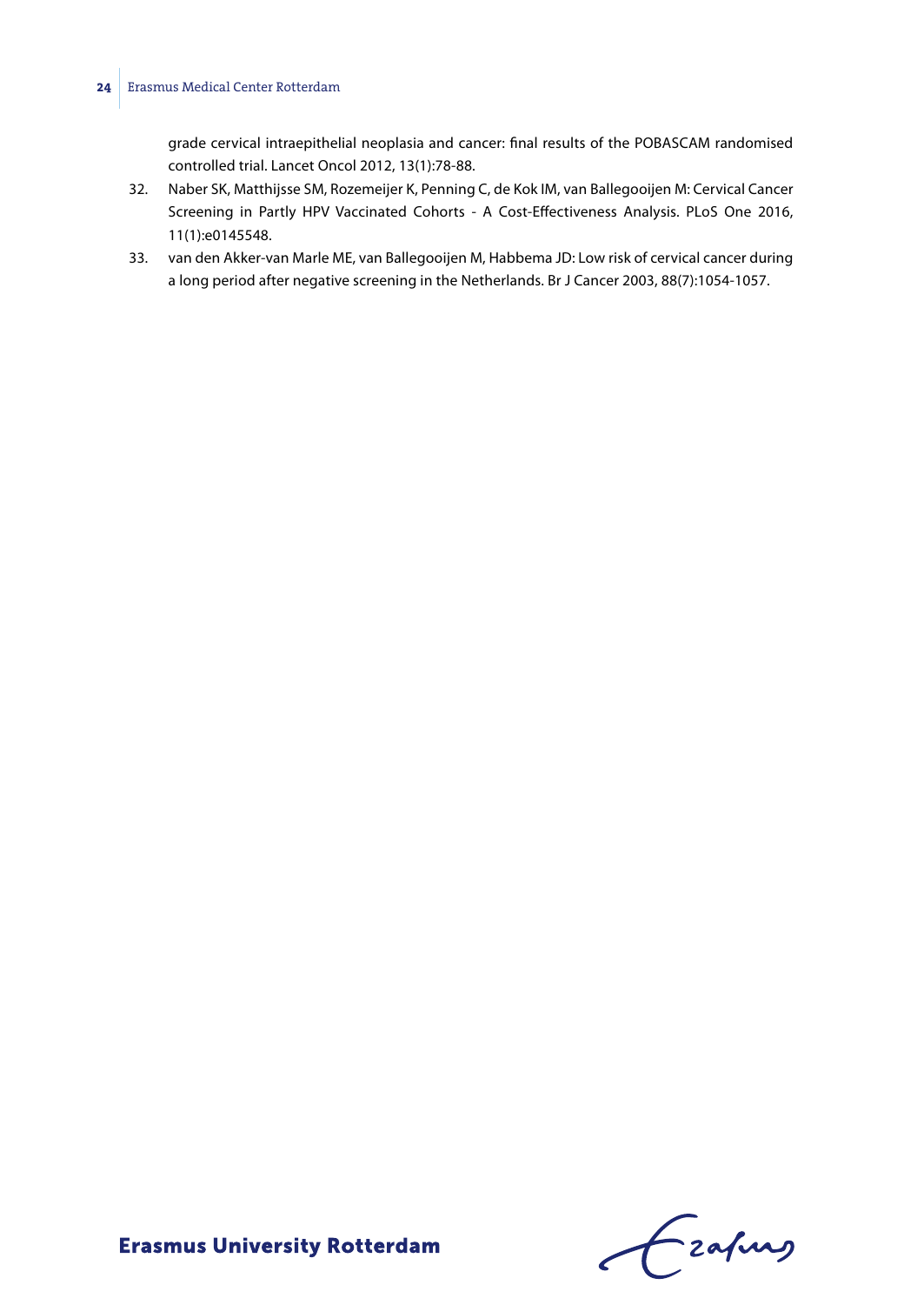grade cervical intraepithelial neoplasia and cancer: final results of the POBASCAM randomised controlled trial. Lancet Oncol 2012, 13(1):78-88.

32. Naber SK, Matthijsse SM, Rozemeijer K, Penning C, de Kok IM, van Ballegooijen M: Cervical Cancer Screening in Partly HPV Vaccinated Cohorts - A Cost-Effectiveness Analysis. PLoS One 2016, 11(1):e0145548.
33. van den Akker-van Marle ME, van Ballegooijen M, Habbema JD: Low risk of cervical cancer during a long period after negative screening in the Netherlands. Br J Cancer 2003, 88(7):1054-1057.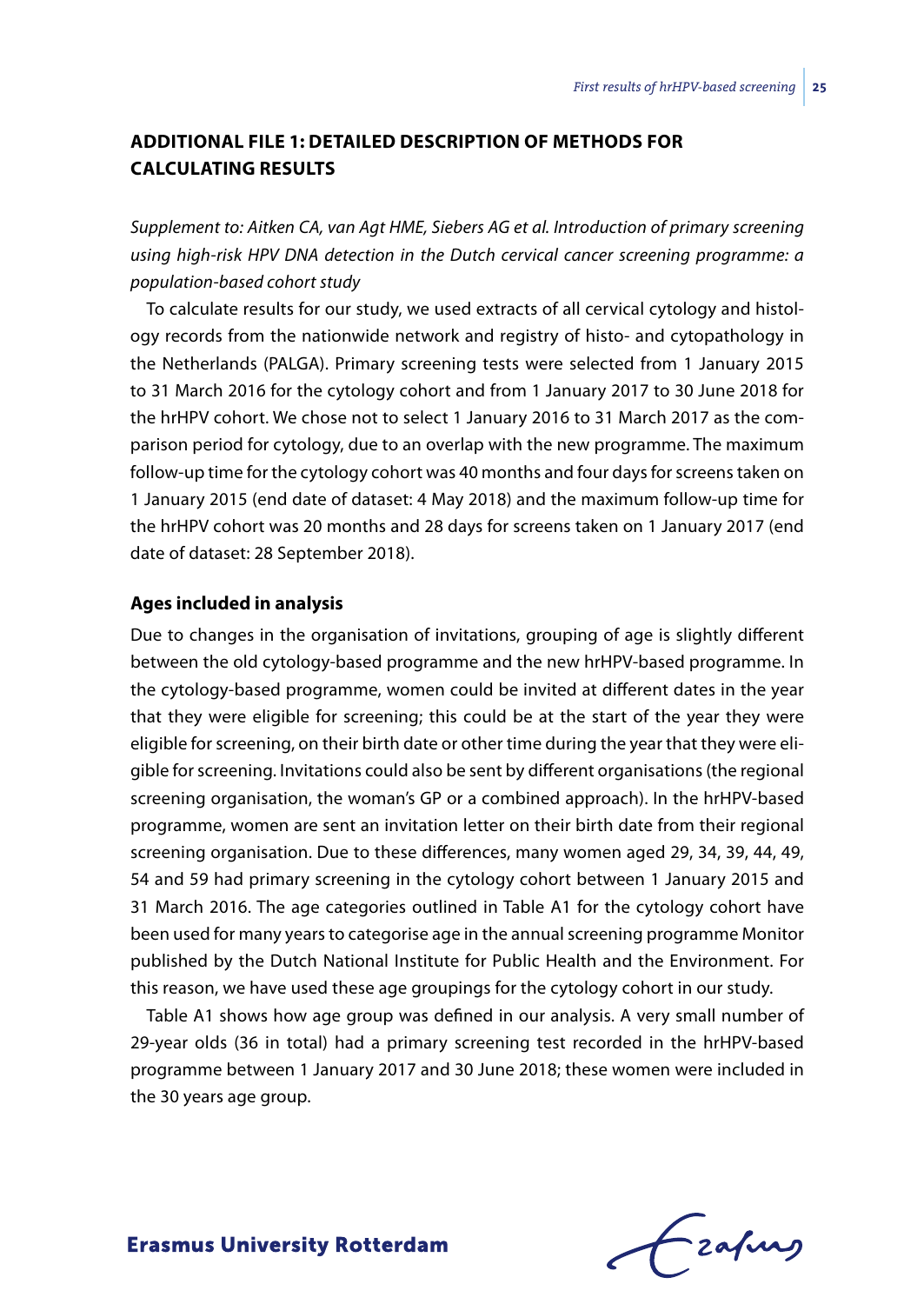## ADDITIONAL FILE 1: DETAILED DESCRIPTION OF METHODS FOR CALCULATING RESULTS

*Supplement to: Aitken CA, van Agt HME, Siebers AG et al. Introduction of primary screening using high-risk HPV DNA detection in the Dutch cervical cancer screening programme: a population-based cohort study*

To calculate results for our study, we used extracts of all cervical cytology and histology records from the nationwide network and registry of histo- and cytopathology in the Netherlands (PALGA). Primary screening tests were selected from 1 January 2015 to 31 March 2016 for the cytology cohort and from 1 January 2017 to 30 June 2018 for the hrHPV cohort. We chose not to select 1 January 2016 to 31 March 2017 as the comparison period for cytology, due to an overlap with the new programme. The maximum follow-up time for the cytology cohort was 40 months and four days for screens taken on 1 January 2015 (end date of dataset: 4 May 2018) and the maximum follow-up time for the hrHPV cohort was 20 months and 28 days for screens taken on 1 January 2017 (end date of dataset: 28 September 2018).

### Ages included in analysis

Due to changes in the organisation of invitations, grouping of age is slightly different between the old cytology-based programme and the new hrHPV-based programme. In the cytology-based programme, women could be invited at different dates in the year that they were eligible for screening; this could be at the start of the year they were eligible for screening, on their birth date or other time during the year that they were eligible for screening. Invitations could also be sent by different organisations (the regional screening organisation, the woman's GP or a combined approach). In the hrHPV-based programme, women are sent an invitation letter on their birth date from their regional screening organisation. Due to these differences, many women aged 29, 34, 39, 44, 49, 54 and 59 had primary screening in the cytology cohort between 1 January 2015 and 31 March 2016. The age categories outlined in Table A1 for the cytology cohort have been used for many years to categorise age in the annual screening programme Monitor published by the Dutch National Institute for Public Health and the Environment. For this reason, we have used these age groupings for the cytology cohort in our study.

Table A1 shows how age group was defined in our analysis. A very small number of 29-year olds (36 in total) had a primary screening test recorded in the hrHPV-based programme between 1 January 2017 and 30 June 2018; these women were included in the 30 years age group.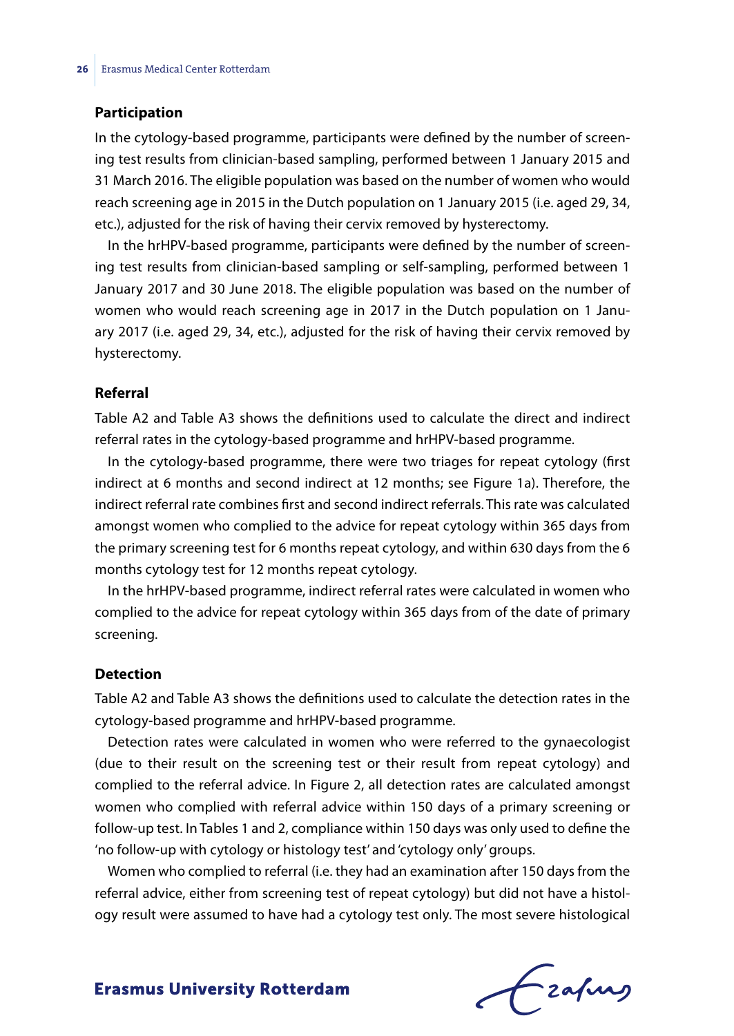### Participation

In the cytology-based programme, participants were defined by the number of screening test results from clinician-based sampling, performed between 1 January 2015 and 31 March 2016. The eligible population was based on the number of women who would reach screening age in 2015 in the Dutch population on 1 January 2015 (i.e. aged 29, 34, etc.), adjusted for the risk of having their cervix removed by hysterectomy.

In the hrHPV-based programme, participants were defined by the number of screening test results from clinician-based sampling or self-sampling, performed between 1 January 2017 and 30 June 2018. The eligible population was based on the number of women who would reach screening age in 2017 in the Dutch population on 1 January 2017 (i.e. aged 29, 34, etc.), adjusted for the risk of having their cervix removed by hysterectomy.

### Referral

Table A2 and Table A3 shows the definitions used to calculate the direct and indirect referral rates in the cytology-based programme and hrHPV-based programme.

In the cytology-based programme, there were two triages for repeat cytology (first indirect at 6 months and second indirect at 12 months; see Figure 1a). Therefore, the indirect referral rate combines first and second indirect referrals. This rate was calculated amongst women who complied to the advice for repeat cytology within 365 days from the primary screening test for 6 months repeat cytology, and within 630 days from the 6 months cytology test for 12 months repeat cytology.

In the hrHPV-based programme, indirect referral rates were calculated in women who complied to the advice for repeat cytology within 365 days from of the date of primary screening.

### Detection

Table A2 and Table A3 shows the definitions used to calculate the detection rates in the cytology-based programme and hrHPV-based programme.

Detection rates were calculated in women who were referred to the gynaecologist (due to their result on the screening test or their result from repeat cytology) and complied to the referral advice. In Figure 2, all detection rates are calculated amongst women who complied with referral advice within 150 days of a primary screening or follow-up test. In Tables 1 and 2, compliance within 150 days was only used to define the 'no follow-up with cytology or histology test' and 'cytology only' groups.

Women who complied to referral (i.e. they had an examination after 150 days from the referral advice, either from screening test of repeat cytology) but did not have a histology result were assumed to have had a cytology test only. The most severe histological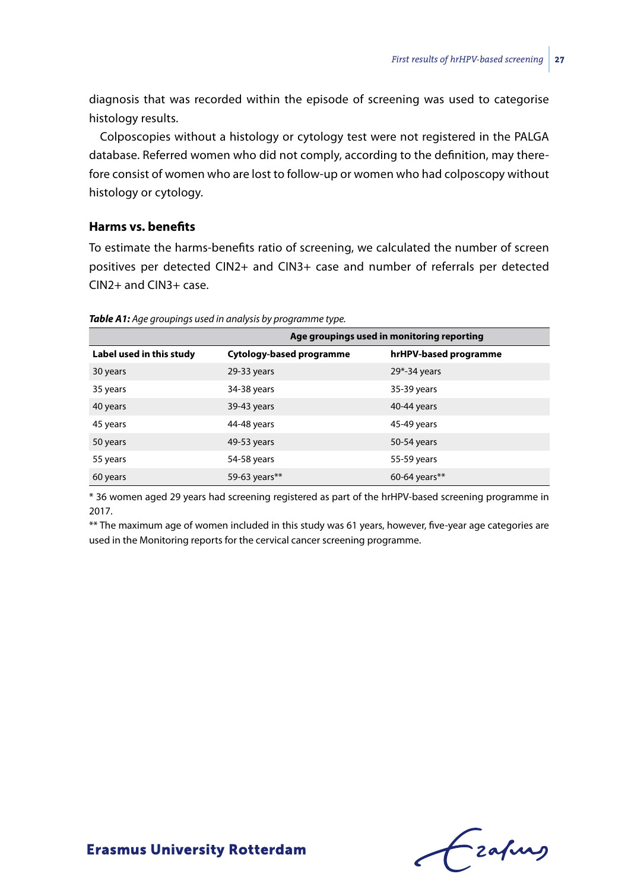diagnosis that was recorded within the episode of screening was used to categorise histology results.

Colposcopies without a histology or cytology test were not registered in the PALGA database. Referred women who did not comply, according to the definition, may therefore consist of women who are lost to follow-up or women who had colposcopy without histology or cytology.

### Harms vs. benefits

To estimate the harms-benefits ratio of screening, we calculated the number of screen positives per detected CIN2+ and CIN3+ case and number of referrals per detected CIN2+ and CIN3+ case.

***Table A1:*** *Age groupings used in analysis by programme type.*

| | Age groupings used in monitoring reporting | |
|---|---|---|
| **Label used in this study** | **Cytology-based programme** | **hrHPV-based programme** |
| 30 years | 29-33 years | 29*-34 years |
| 35 years | 34-38 years | 35-39 years |
| 40 years | 39-43 years | 40-44 years |
| 45 years | 44-48 years | 45-49 years |
| 50 years | 49-53 years | 50-54 years |
| 55 years | 54-58 years | 55-59 years |
| 60 years | 59-63 years** | 60-64 years** |

* 36 women aged 29 years had screening registered as part of the hrHPV-based screening programme in 2017.

** The maximum age of women included in this study was 61 years, however, five-year age categories are used in the Monitoring reports for the cervical cancer screening programme.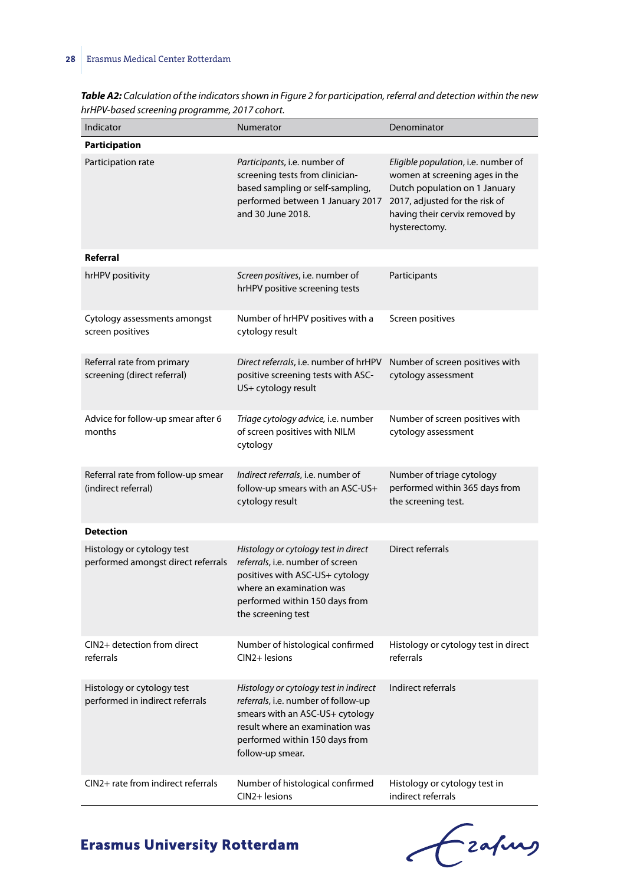***Table A2:*** *Calculation of the indicators shown in Figure 2 for participation, referral and detection within the new hrHPV-based screening programme, 2017 cohort.*

| Indicator | Numerator | Denominator |
|---|---|---|
| **Participation** | | |
| Participation rate | *Participants*, i.e. number of screening tests from clinician-based sampling or self-sampling, performed between 1 January 2017 and 30 June 2018. | *Eligible population*, i.e. number of women at screening ages in the Dutch population on 1 January 2017, adjusted for the risk of having their cervix removed by hysterectomy. |
| **Referral** | | |
| hrHPV positivity | *Screen positives*, i.e. number of hrHPV positive screening tests | Participants |
| Cytology assessments amongst screen positives | Number of hrHPV positives with a cytology result | Screen positives |
| Referral rate from primary screening (direct referral) | *Direct referrals*, i.e. number of hrHPV positive screening tests with ASC-US+ cytology result | Number of screen positives with cytology assessment |
| Advice for follow-up smear after 6 months | *Triage cytology advice*, i.e. number of screen positives with NILM cytology | Number of screen positives with cytology assessment |
| Referral rate from follow-up smear (indirect referral) | *Indirect referrals*, i.e. number of follow-up smears with an ASC-US+ cytology result | Number of triage cytology performed within 365 days from the screening test. |
| **Detection** | | |
| Histology or cytology test performed amongst direct referrals | *Histology or cytology test in direct referrals*, i.e. number of screen positives with ASC-US+ cytology where an examination was performed within 150 days from the screening test | Direct referrals |
| CIN2+ detection from direct referrals | Number of histological confirmed CIN2+ lesions | Histology or cytology test in direct referrals |
| Histology or cytology test performed in indirect referrals | *Histology or cytology test in indirect referrals*, i.e. number of follow-up smears with an ASC-US+ cytology result where an examination was performed within 150 days from follow-up smear. | Indirect referrals |
| CIN2+ rate from indirect referrals | Number of histological confirmed CIN2+ lesions | Histology or cytology test in indirect referrals |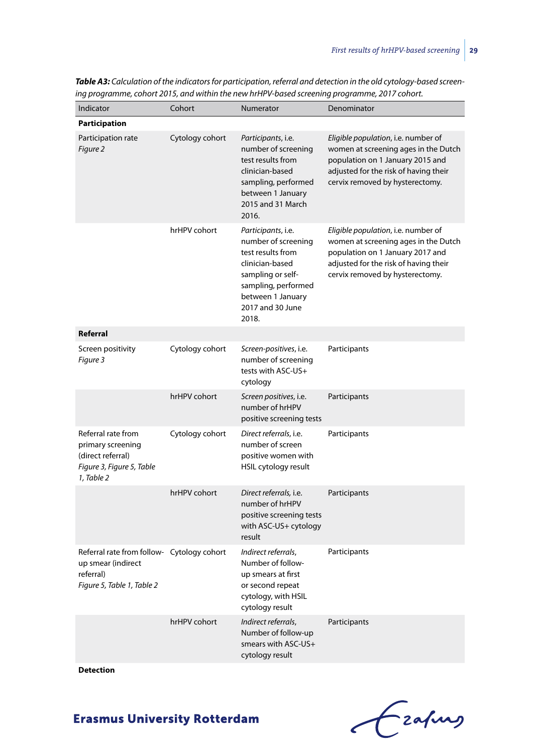***Table A3:*** *Calculation of the indicators for participation, referral and detection in the old cytology-based screening programme, cohort 2015, and within the new hrHPV-based screening programme, 2017 cohort.*

| Indicator | Cohort | Numerator | Denominator |
|---|---|---|---|
| **Participation** | | | |
| Participation rate *Figure 2* | Cytology cohort | *Participants*, i.e. number of screening test results from clinician-based sampling, performed between 1 January 2015 and 31 March 2016. | *Eligible population*, i.e. number of women at screening ages in the Dutch population on 1 January 2015 and adjusted for the risk of having their cervix removed by hysterectomy. |
| | hrHPV cohort | *Participants*, i.e. number of screening test results from clinician-based sampling or self-sampling, performed between 1 January 2017 and 30 June 2018. | *Eligible population*, i.e. number of women at screening ages in the Dutch population on 1 January 2017 and adjusted for the risk of having their cervix removed by hysterectomy. |
| **Referral** | | | |
| Screen positivity *Figure 3* | Cytology cohort | *Screen-positives*, i.e. number of screening tests with ASC-US+ cytology | Participants |
| | hrHPV cohort | *Screen positives*, i.e. number of hrHPV positive screening tests | Participants |
| Referral rate from primary screening (direct referral) *Figure 3, Figure 5, Table 1, Table 2* | Cytology cohort | *Direct referrals*, i.e. number of screen positive women with HSIL cytology result | Participants |
| | hrHPV cohort | *Direct referrals*, i.e. number of hrHPV positive screening tests with ASC-US+ cytology result | Participants |
| Referral rate from follow-up smear (indirect referral) *Figure 5, Table 1, Table 2* | Cytology cohort | *Indirect referrals*, Number of follow-up smears at first or second repeat cytology, with HSIL cytology result | Participants |
| | hrHPV cohort | *Indirect referrals*, Number of follow-up smears with ASC-US+ cytology result | Participants |
| **Detection** | | | |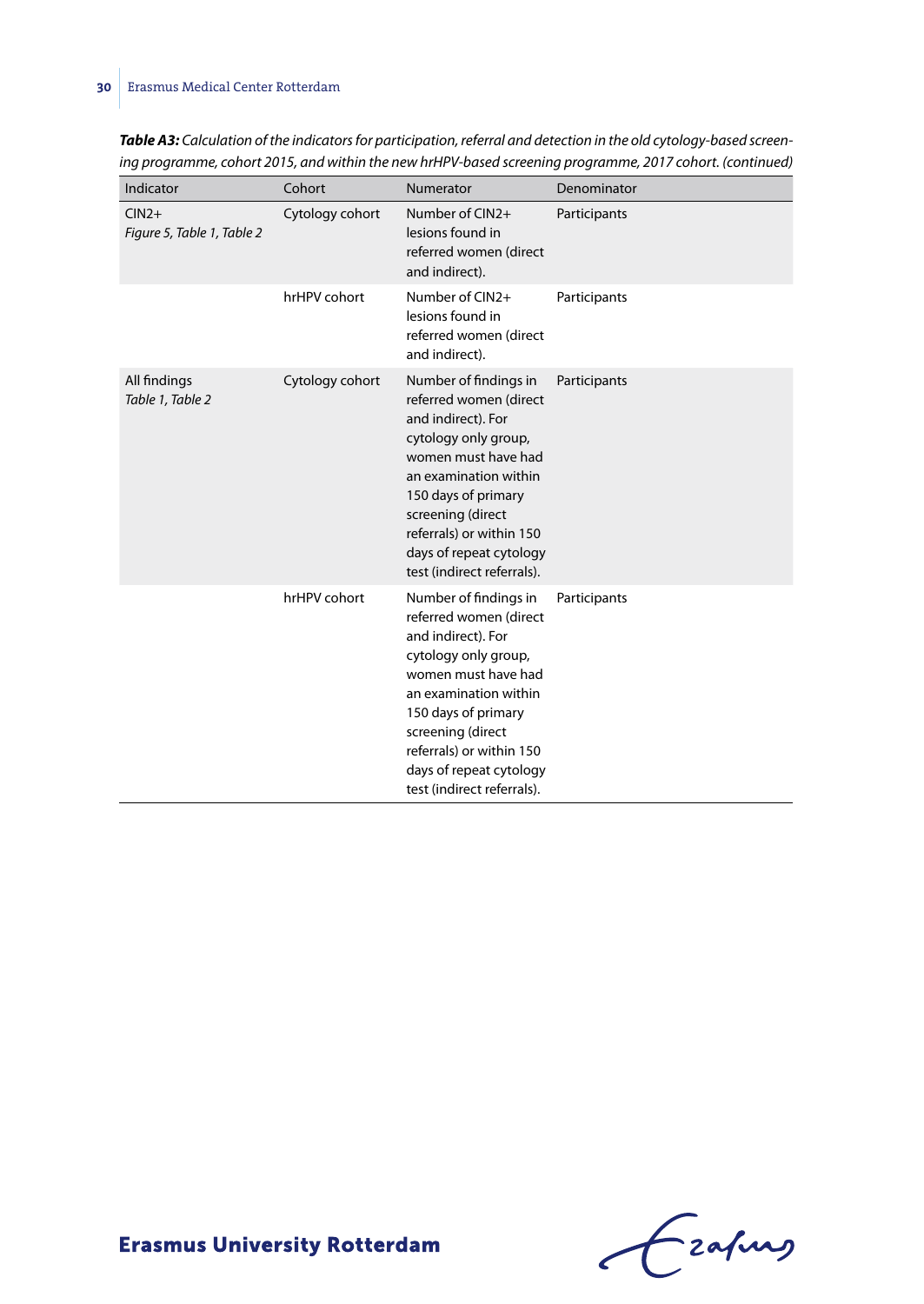***Table A3:*** *Calculation of the indicators for participation, referral and detection in the old cytology-based screening programme, cohort 2015, and within the new hrHPV-based screening programme, 2017 cohort. (continued)*

| Indicator | Cohort | Numerator | Denominator |
|---|---|---|---|
| CIN2+ *Figure 5, Table 1, Table 2* | Cytology cohort | Number of CIN2+ lesions found in referred women (direct and indirect). | Participants |
| | hrHPV cohort | Number of CIN2+ lesions found in referred women (direct and indirect). | Participants |
| All findings *Table 1, Table 2* | Cytology cohort | Number of findings in referred women (direct and indirect). For cytology only group, women must have had an examination within 150 days of primary screening (direct referrals) or within 150 days of repeat cytology test (indirect referrals). | Participants |
| | hrHPV cohort | Number of findings in referred women (direct and indirect). For cytology only group, women must have had an examination within 150 days of primary screening (direct referrals) or within 150 days of repeat cytology test (indirect referrals). | Participants |